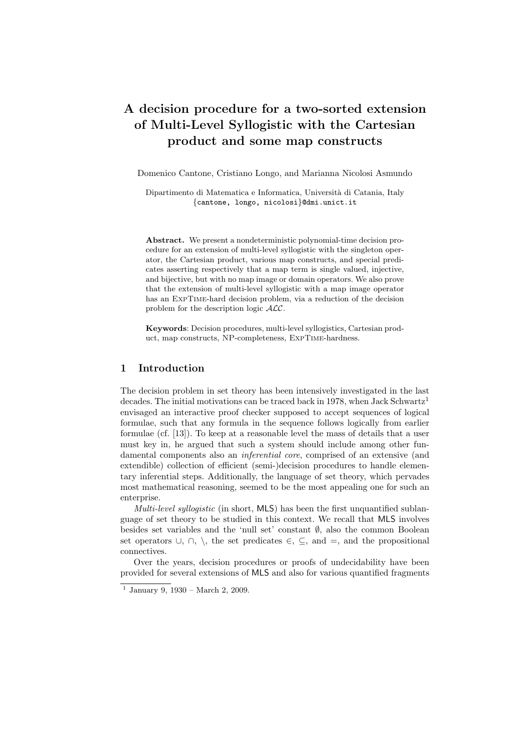# A decision procedure for a two-sorted extension of Multi-Level Syllogistic with the Cartesian product and some map constructs

Domenico Cantone, Cristiano Longo, and Marianna Nicolosi Asmundo

Dipartimento di Matematica e Informatica, Università di Catania, Italy
{cantone, longo, nicolosi}@dmi.unict.it

**Abstract.** We present a nondeterministic polynomial-time decision procedure for an extension of multi-level syllogistic with the singleton operator, the Cartesian product, various map constructs, and special predicates asserting respectively that a map term is single valued, injective, and bijective, but with no map image or domain operators. We also prove that the extension of multi-level syllogistic with a map image operator has an ExpTime-hard decision problem, via a reduction of the decision problem for the description logic $\mathcal{ALC}$.

**Keywords**: Decision procedures, multi-level syllogistics, Cartesian product, map constructs, NP-completeness, ExpTime-hardness.

## 1 Introduction

The decision problem in set theory has been intensively investigated in the last decades. The initial motivations can be traced back in 1978, when Jack Schwartz[1] envisaged an interactive proof checker supposed to accept sequences of logical formulae, such that any formula in the sequence follows logically from earlier formulae (cf. [13]). To keep at a reasonable level the mass of details that a user must key in, he argued that such a system should include among other fundamental components also an *inferential core*, comprised of an extensive (and extendible) collection of efficient (semi-)decision procedures to handle elementary inferential steps. Additionally, the language of set theory, which pervades most mathematical reasoning, seemed to be the most appealing one for such an enterprise.

*Multi-level syllogistic* (in short, MLS) has been the first unquantified sublanguage of set theory to be studied in this context. We recall that MLS involves besides set variables and the 'null set' constant $\emptyset$, also the common Boolean set operators $\cup$, $\cap$, $\setminus$, the set predicates $\in$, $\subseteq$, and $=$, and the propositional connectives.

Over the years, decision procedures or proofs of undecidability have been provided for several extensions of MLS and also for various quantified fragments

[1] January 9, 1930 – March 2, 2009.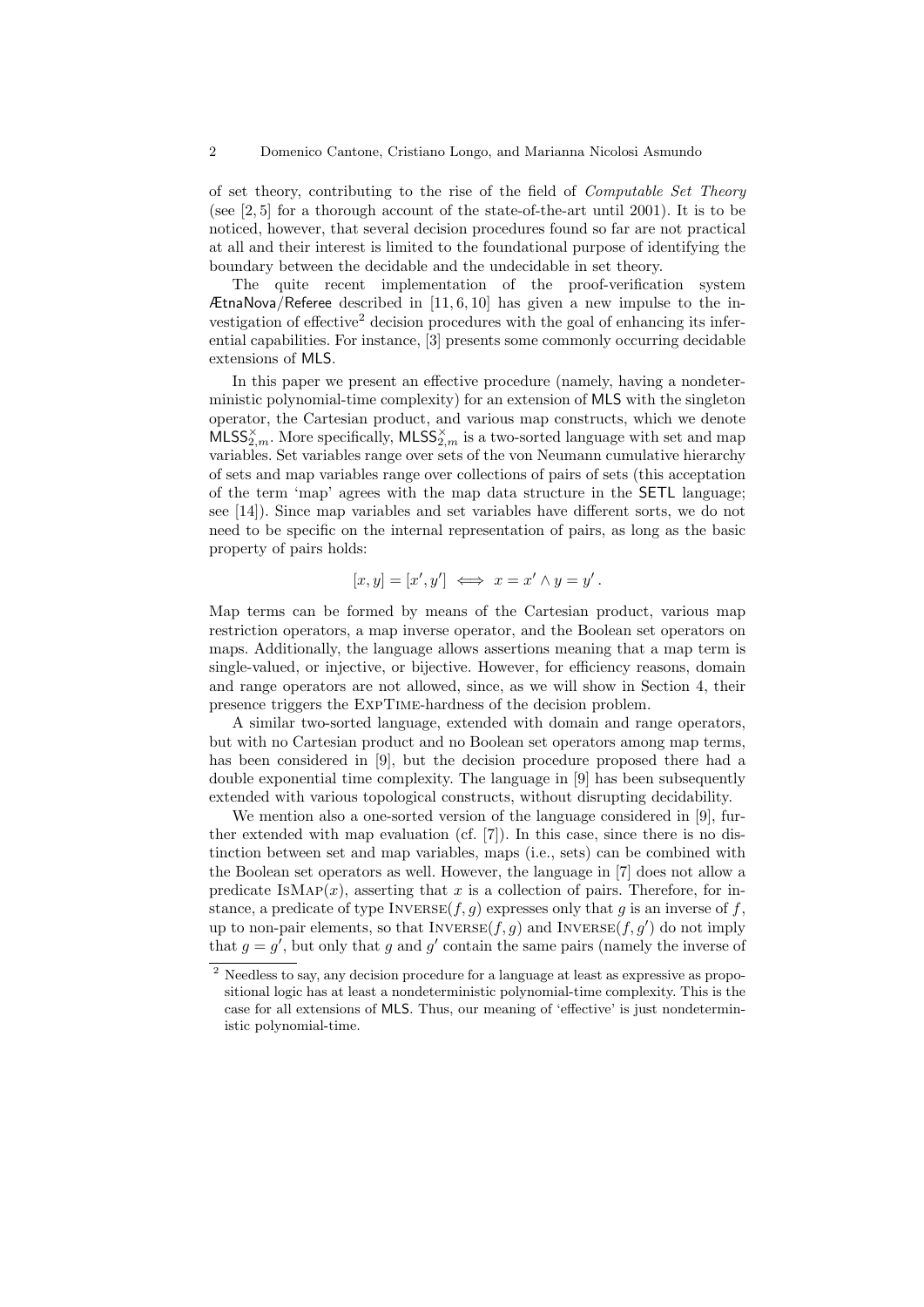of set theory, contributing to the rise of the field of *Computable Set Theory* (see [2, 5] for a thorough account of the state-of-the-art until 2001). It is to be noticed, however, that several decision procedures found so far are not practical at all and their interest is limited to the foundational purpose of identifying the boundary between the decidable and the undecidable in set theory.

The quite recent implementation of the proof-verification system ÆtnaNova/Referee described in [11, 6, 10] has given a new impulse to the investigation of effective[2] decision procedures with the goal of enhancing its inferential capabilities. For instance, [3] presents some commonly occurring decidable extensions of MLS.

In this paper we present an effective procedure (namely, having a nondeterministic polynomial-time complexity) for an extension of MLS with the singleton operator, the Cartesian product, and various map constructs, which we denote $\mathsf{MLSS}^{\times}_{2,m}$. More specifically, $\mathsf{MLSS}^{\times}_{2,m}$ is a two-sorted language with set and map variables. Set variables range over sets of the von Neumann cumulative hierarchy of sets and map variables range over collections of pairs of sets (this acceptation of the term 'map' agrees with the map data structure in the SETL language; see [14]). Since map variables and set variables have different sorts, we do not need to be specific on the internal representation of pairs, as long as the basic property of pairs holds:

$$[x, y] = [x', y'] \iff x = x' \land y = y' .$$

Map terms can be formed by means of the Cartesian product, various map restriction operators, a map inverse operator, and the Boolean set operators on maps. Additionally, the language allows assertions meaning that a map term is single-valued, or injective, or bijective. However, for efficiency reasons, domain and range operators are not allowed, since, as we will show in Section 4, their presence triggers the ExpTime-hardness of the decision problem.

A similar two-sorted language, extended with domain and range operators, but with no Cartesian product and no Boolean set operators among map terms, has been considered in [9], but the decision procedure proposed there had a double exponential time complexity. The language in [9] has been subsequently extended with various topological constructs, without disrupting decidability.

We mention also a one-sorted version of the language considered in [9], further extended with map evaluation (cf. [7]). In this case, since there is no distinction between set and map variables, maps (i.e., sets) can be combined with the Boolean set operators as well. However, the language in [7] does not allow a predicate $\textsc{IsMap}(x)$, asserting that $x$ is a collection of pairs. Therefore, for instance, a predicate of type $\textsc{Inverse}(f, g)$ expresses only that $g$ is an inverse of $f$, up to non-pair elements, so that $\textsc{Inverse}(f, g)$ and $\textsc{Inverse}(f, g')$ do not imply that $g = g'$, but only that $g$ and $g'$ contain the same pairs (namely the inverse of

[2] Needless to say, any decision procedure for a language at least as expressive as propositional logic has at least a nondeterministic polynomial-time complexity. This is the case for all extensions of MLS. Thus, our meaning of 'effective' is just nondeterministic polynomial-time.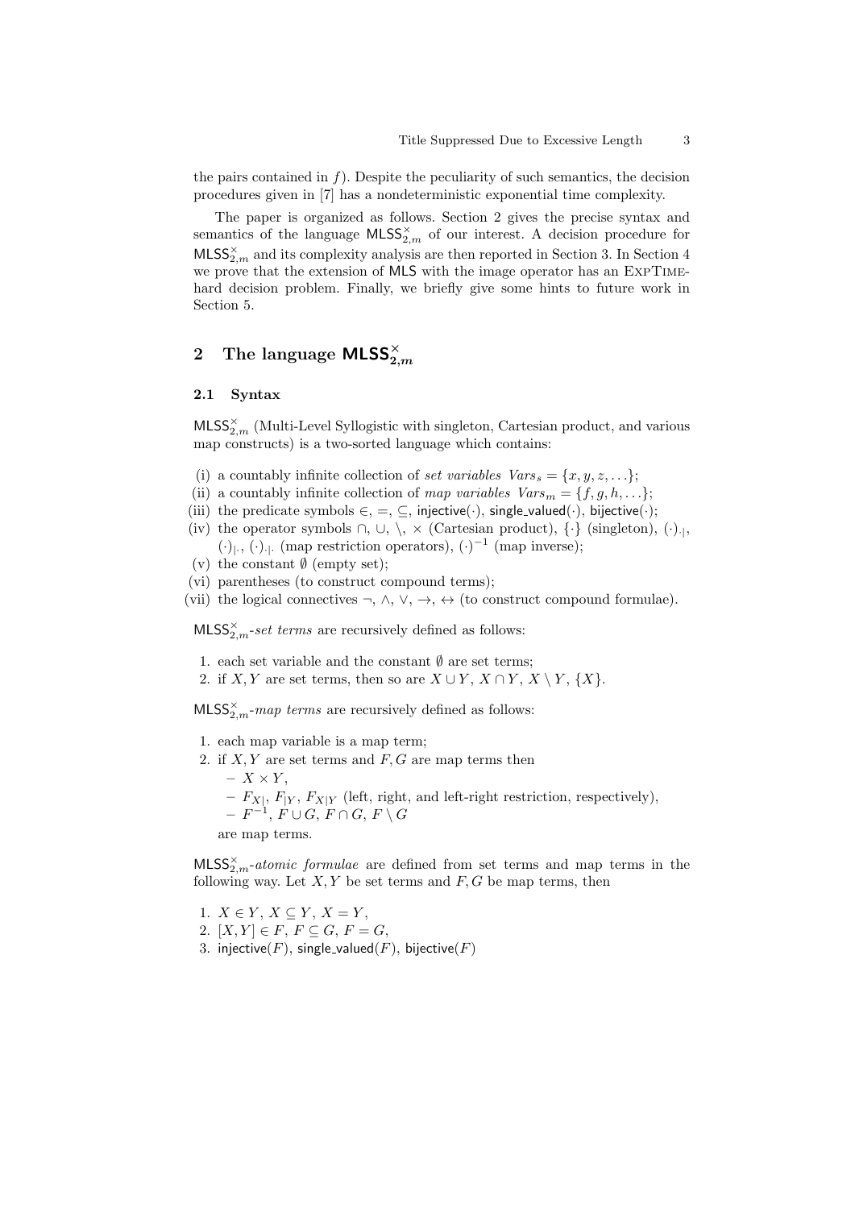the pairs contained in $f$). Despite the peculiarity of such semantics, the decision procedures given in [7] has a nondeterministic exponential time complexity.

The paper is organized as follows. Section 2 gives the precise syntax and semantics of the language $\mathsf{MLSS}^{\times}_{2,m}$ of our interest. A decision procedure for $\mathsf{MLSS}^{\times}_{2,m}$ and its complexity analysis are then reported in Section 3. In Section 4 we prove that the extension of MLS with the image operator has an ExpTime-hard decision problem. Finally, we briefly give some hints to future work in Section 5.

## 2 The language $\mathsf{MLSS}^{\times}_{2,m}$

### 2.1 Syntax

$\mathsf{MLSS}^{\times}_{2,m}$ (Multi-Level Syllogistic with singleton, Cartesian product, and various map constructs) is a two-sorted language which contains:

(i) a countably infinite collection of *set variables* $Vars_s = \{x, y, z, \ldots\}$;
(ii) a countably infinite collection of *map variables* $Vars_m = \{f, g, h, \ldots\}$;
(iii) the predicate symbols $\in$, $=$, $\subseteq$, $\mathsf{injective}(\cdot)$, $\mathsf{single\_valued}(\cdot)$, $\mathsf{bijective}(\cdot)$;
(iv) the operator symbols $\cap$, $\cup$, $\setminus$, $\times$ (Cartesian product), $\{\cdot\}$ (singleton), $(\cdot)_{\cdot|}$, $(\cdot)_{|\cdot}$, $(\cdot)_{\cdot|\cdot}$ (map restriction operators), $(\cdot)^{-1}$ (map inverse);
(v) the constant $\emptyset$ (empty set);
(vi) parentheses (to construct compound terms);
(vii) the logical connectives $\neg$, $\wedge$, $\vee$, $\rightarrow$, $\leftrightarrow$ (to construct compound formulae).

$\mathsf{MLSS}^{\times}_{2,m}$-*set terms* are recursively defined as follows:

1. each set variable and the constant $\emptyset$ are set terms;
2. if $X, Y$ are set terms, then so are $X \cup Y$, $X \cap Y$, $X \setminus Y$, $\{X\}$.

$\mathsf{MLSS}^{\times}_{2,m}$-*map terms* are recursively defined as follows:

1. each map variable is a map term;
2. if $X, Y$ are set terms and $F, G$ are map terms then
   - $X \times Y$,
   - $F_{X|}$, $F_{|Y}$, $F_{X|Y}$ (left, right, and left-right restriction, respectively),
   - $F^{-1}$, $F \cup G$, $F \cap G$, $F \setminus G$

   are map terms.

$\mathsf{MLSS}^{\times}_{2,m}$-*atomic formulae* are defined from set terms and map terms in the following way. Let $X, Y$ be set terms and $F, G$ be map terms, then

1. $X \in Y$, $X \subseteq Y$, $X = Y$,
2. $[X, Y] \in F$, $F \subseteq G$, $F = G$,
3. $\mathsf{injective}(F)$, $\mathsf{single\_valued}(F)$, $\mathsf{bijective}(F)$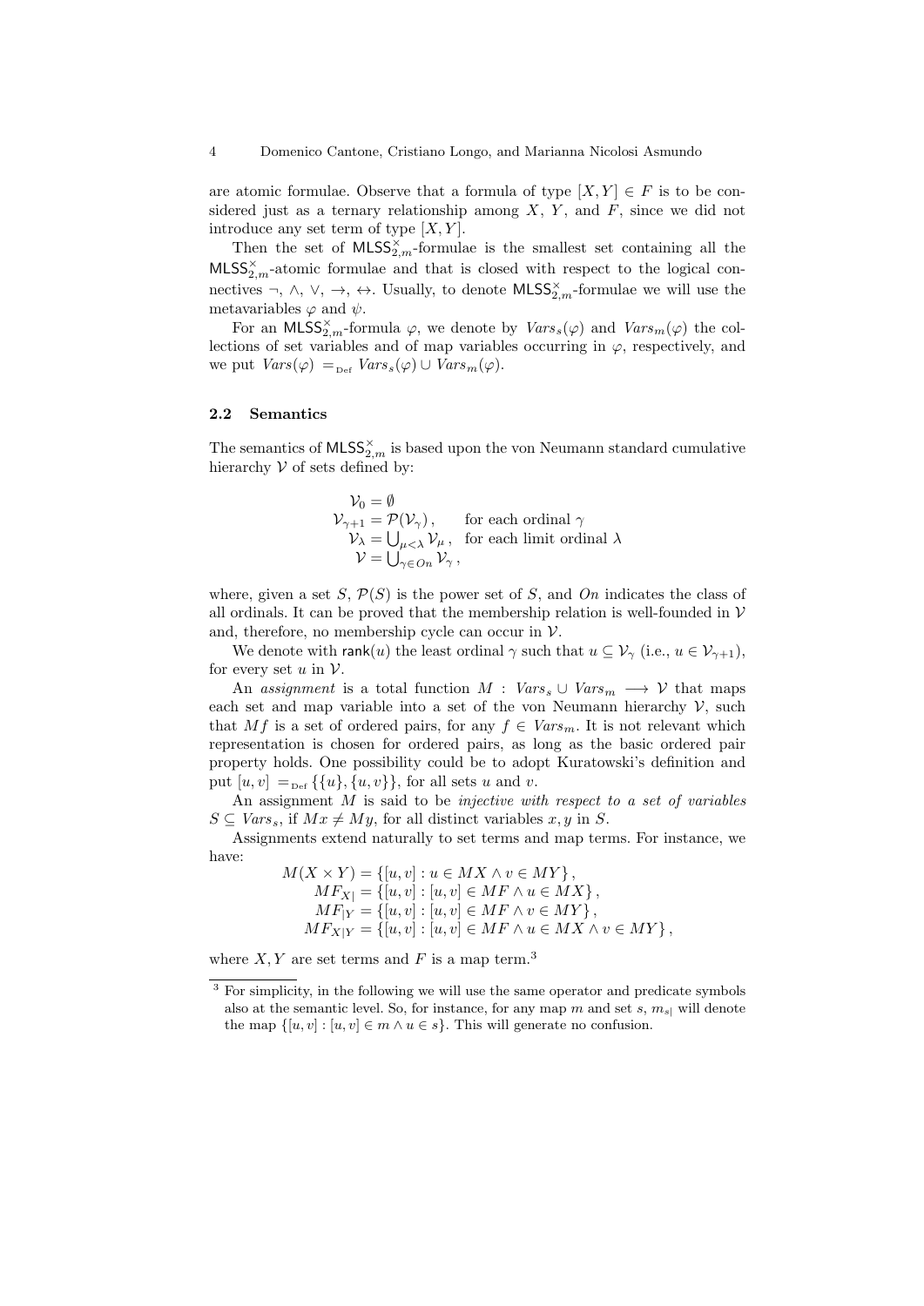are atomic formulae. Observe that a formula of type $[X, Y] \in F$ is to be considered just as a ternary relationship among $X$, $Y$, and $F$, since we did not introduce any set term of type $[X, Y]$.

Then the set of $\mathsf{MLSS}^{\times}_{2,m}$-formulae is the smallest set containing all the $\mathsf{MLSS}^{\times}_{2,m}$-atomic formulae and that is closed with respect to the logical connectives $\neg$, $\wedge$, $\vee$, $\rightarrow$, $\leftrightarrow$. Usually, to denote $\mathsf{MLSS}^{\times}_{2,m}$-formulae we will use the metavariables $\varphi$ and $\psi$.

For an $\mathsf{MLSS}^{\times}_{2,m}$-formula $\varphi$, we denote by $\mathit{Vars}_s(\varphi)$ and $\mathit{Vars}_m(\varphi)$ the collections of set variables and of map variables occurring in $\varphi$, respectively, and we put $\mathit{Vars}(\varphi) =_{\text{Def}} \mathit{Vars}_s(\varphi) \cup \mathit{Vars}_m(\varphi)$.

### 2.2 Semantics

The semantics of $\mathsf{MLSS}^{\times}_{2,m}$ is based upon the von Neumann standard cumulative hierarchy $\mathcal{V}$ of sets defined by:

$$
\begin{aligned}
\mathcal{V}_0 &= \emptyset \\
\mathcal{V}_{\gamma+1} &= \mathcal{P}(\mathcal{V}_\gamma)\,, && \text{for each ordinal } \gamma \\
\mathcal{V}_\lambda &= \textstyle\bigcup_{\mu<\lambda} \mathcal{V}_\mu\,, && \text{for each limit ordinal } \lambda \\
\mathcal{V} &= \textstyle\bigcup_{\gamma \in On} \mathcal{V}_\gamma\,,
\end{aligned}
$$

where, given a set $S$, $\mathcal{P}(S)$ is the power set of $S$, and $On$ indicates the class of all ordinals. It can be proved that the membership relation is well-founded in $\mathcal{V}$ and, therefore, no membership cycle can occur in $\mathcal{V}$.

We denote with $\mathsf{rank}(u)$ the least ordinal $\gamma$ such that $u \subseteq \mathcal{V}_\gamma$ (i.e., $u \in \mathcal{V}_{\gamma+1}$), for every set $u$ in $\mathcal{V}$.

An *assignment* is a total function $M : \mathit{Vars}_s \cup \mathit{Vars}_m \longrightarrow \mathcal{V}$ that maps each set and map variable into a set of the von Neumann hierarchy $\mathcal{V}$, such that $Mf$ is a set of ordered pairs, for any $f \in \mathit{Vars}_m$. It is not relevant which representation is chosen for ordered pairs, as long as the basic ordered pair property holds. One possibility could be to adopt Kuratowski's definition and put $[u, v] =_{\text{Def}} \{\{u\}, \{u, v\}\}$, for all sets $u$ and $v$.

An assignment $M$ is said to be *injective with respect to a set of variables* $S \subseteq \mathit{Vars}_s$, if $Mx \neq My$, for all distinct variables $x, y$ in $S$.

Assignments extend naturally to set terms and map terms. For instance, we have:

$$
\begin{aligned}
M(X \times Y) &= \{[u, v] : u \in MX \wedge v \in MY\}\,, \\
MF_{X|} &= \{[u, v] : [u, v] \in MF \wedge u \in MX\}\,, \\
MF_{|Y} &= \{[u, v] : [u, v] \in MF \wedge v \in MY\}\,, \\
MF_{X|Y} &= \{[u, v] : [u, v] \in MF \wedge u \in MX \wedge v \in MY\}\,,
\end{aligned}
$$

where $X, Y$ are set terms and $F$ is a map term.[3]

---

[3] For simplicity, in the following we will use the same operator and predicate symbols also at the semantic level. So, for instance, for any map $m$ and set $s$, $m_{s|}$ will denote the map $\{[u, v] : [u, v] \in m \wedge u \in s\}$. This will generate no confusion.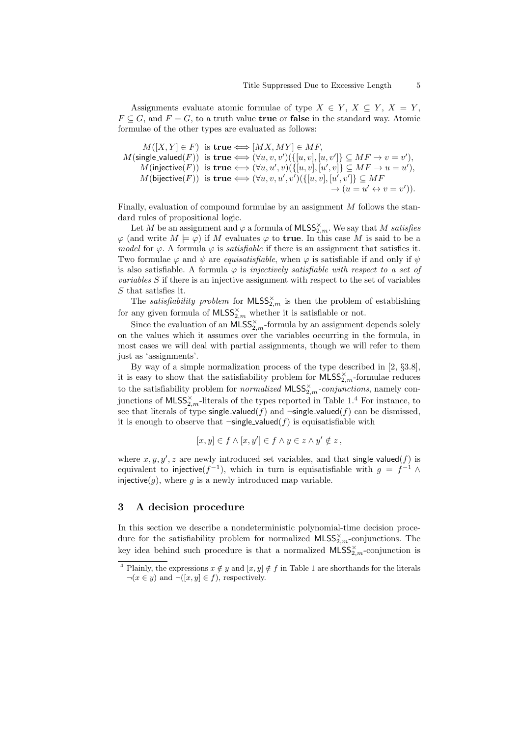Assignments evaluate atomic formulae of type $X \in Y$, $X \subseteq Y$, $X = Y$, $F \subseteq G$, and $F = G$, to a truth value **true** or **false** in the standard way. Atomic formulae of the other types are evaluated as follows:

$$
\begin{aligned}
M([X,Y] \in F) &\text{ is } \mathbf{true} \iff [MX, MY] \in MF, \\
M(\mathsf{single\_valued}(F)) &\text{ is } \mathbf{true} \iff (\forall u, v, v')(\{[u,v],[u,v']\} \subseteq MF \rightarrow v = v'), \\
M(\mathsf{injective}(F)) &\text{ is } \mathbf{true} \iff (\forall u, u', v)(\{[u,v],[u',v]\} \subseteq MF \rightarrow u = u'), \\
M(\mathsf{bijective}(F)) &\text{ is } \mathbf{true} \iff (\forall u, v, u', v')(\{[u,v],[u',v']\} \subseteq MF \\
&\qquad\qquad\qquad \rightarrow (u = u' \leftrightarrow v = v')).
\end{aligned}
$$

Finally, evaluation of compound formulae by an assignment $M$ follows the standard rules of propositional logic.

Let $M$ be an assignment and $\varphi$ a formula of $\mathsf{MLSS}^{\times}_{2,m}$. We say that $M$ *satisfies* $\varphi$ (and write $M \models \varphi$) if $M$ evaluates $\varphi$ to **true**. In this case $M$ is said to be a *model* for $\varphi$. A formula $\varphi$ is *satisfiable* if there is an assignment that satisfies it. Two formulae $\varphi$ and $\psi$ are *equisatisfiable*, when $\varphi$ is satisfiable if and only if $\psi$ is also satisfiable. A formula $\varphi$ is *injectively satisfiable with respect to a set of variables $S$* if there is an injective assignment with respect to the set of variables $S$ that satisfies it.

The *satisfiability problem* for $\mathsf{MLSS}^{\times}_{2,m}$ is then the problem of establishing for any given formula of $\mathsf{MLSS}^{\times}_{2,m}$ whether it is satisfiable or not.

Since the evaluation of an $\mathsf{MLSS}^{\times}_{2,m}$-formula by an assignment depends solely on the values which it assumes over the variables occurring in the formula, in most cases we will deal with partial assignments, though we will refer to them just as 'assignments'.

By way of a simple normalization process of the type described in [2, §3.8], it is easy to show that the satisfiability problem for $\mathsf{MLSS}^{\times}_{2,m}$-formulae reduces to the satisfiability problem for *normalized* $\mathsf{MLSS}^{\times}_{2,m}$*-conjunctions*, namely conjunctions of $\mathsf{MLSS}^{\times}_{2,m}$-literals of the types reported in Table 1.[4] For instance, to see that literals of type $\mathsf{single\_valued}(f)$ and $\neg\mathsf{single\_valued}(f)$ can be dismissed, it is enough to observe that $\neg\mathsf{single\_valued}(f)$ is equisatisfiable with

$$
[x,y] \in f \wedge [x,y'] \in f \wedge y \in z \wedge y' \notin z\,,
$$

where $x, y, y', z$ are newly introduced set variables, and that $\mathsf{single\_valued}(f)$ is equivalent to $\mathsf{injective}(f^{-1})$, which in turn is equisatisfiable with $g = f^{-1} \wedge \mathsf{injective}(g)$, where $g$ is a newly introduced map variable.

## 3 A decision procedure

In this section we describe a nondeterministic polynomial-time decision procedure for the satisfiability problem for normalized $\mathsf{MLSS}^{\times}_{2,m}$-conjunctions. The key idea behind such procedure is that a normalized $\mathsf{MLSS}^{\times}_{2,m}$-conjunction is

[4] Plainly, the expressions $x \notin y$ and $[x,y] \notin f$ in Table 1 are shorthands for the literals $\neg(x \in y)$ and $\neg([x,y] \in f)$, respectively.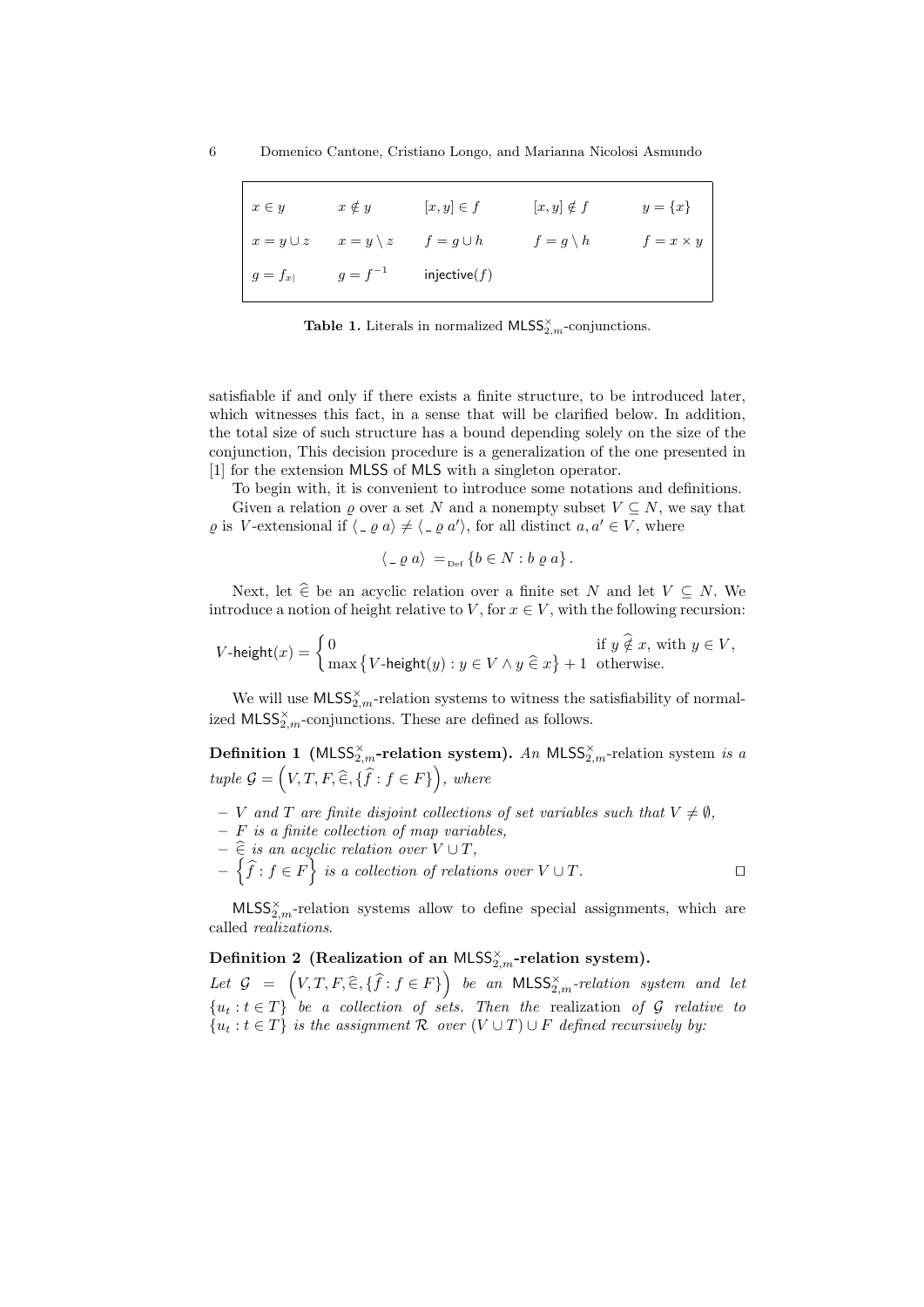| | | | | |
|---|---|---|---|---|
| $x \in y$ | $x \notin y$ | $[x,y] \in f$ | $[x,y] \notin f$ | $y = \{x\}$ |
| $x = y \cup z$ | $x = y \setminus z$ | $f = g \cup h$ | $f = g \setminus h$ | $f = x \times y$ |
| $g = f_{x\vert}$ | $g = f^{-1}$ | $\mathsf{injective}(f)$ | | |

**Table 1.** Literals in normalized $\mathsf{MLSS}^{\times}_{2,m}$-conjunctions.

satisfiable if and only if there exists a finite structure, to be introduced later, which witnesses this fact, in a sense that will be clarified below. In addition, the total size of such structure has a bound depending solely on the size of the conjunction, This decision procedure is a generalization of the one presented in [1] for the extension MLSS of MLS with a singleton operator.

To begin with, it is convenient to introduce some notations and definitions.

Given a relation $\varrho$ over a set $N$ and a nonempty subset $V \subseteq N$, we say that $\varrho$ is $V$-extensional if $\langle \_\ \varrho\ a \rangle \neq \langle \_\ \varrho\ a' \rangle$, for all distinct $a, a' \in V$, where

$$\langle \_\ \varrho\ a \rangle =_{\mathrm{Def}} \{b \in N : b\ \varrho\ a\}.$$

Next, let $\widehat{\in}$ be an acyclic relation over a finite set $N$ and let $V \subseteq N$. We introduce a notion of height relative to $V$, for $x \in V$, with the following recursion:

$$V\text{-}\mathsf{height}(x) = \begin{cases} 0 & \text{if } y \mathrel{\widehat{\notin}} x, \text{ with } y \in V, \\ \max\{V\text{-}\mathsf{height}(y) : y \in V \wedge y \mathrel{\widehat{\in}} x\} + 1 & \text{otherwise.} \end{cases}$$

We will use $\mathsf{MLSS}^{\times}_{2,m}$-relation systems to witness the satisfiability of normalized $\mathsf{MLSS}^{\times}_{2,m}$-conjunctions. These are defined as follows.

**Definition 1 ($\mathsf{MLSS}^{\times}_{2,m}$-relation system).** *An* $\mathsf{MLSS}^{\times}_{2,m}$-relation system *is a tuple* $\mathcal{G} = \left(V, T, F, \widehat{\in}, \{\widehat{f} : f \in F\}\right)$, *where*

- *$V$ and $T$ are finite disjoint collections of set variables such that $V \neq \emptyset$,*
- *$F$ is a finite collection of map variables,*
- *$\widehat{\in}$ is an acyclic relation over $V \cup T$,*
- *$\left\{\widehat{f} : f \in F\right\}$ is a collection of relations over $V \cup T$.* □

$\mathsf{MLSS}^{\times}_{2,m}$-relation systems allow to define special assignments, which are called *realizations*.

**Definition 2 (Realization of an $\mathsf{MLSS}^{\times}_{2,m}$-relation system).**
*Let* $\mathcal{G} = \left(V, T, F, \widehat{\in}, \{\widehat{f} : f \in F\}\right)$ *be an* $\mathsf{MLSS}^{\times}_{2,m}$*-relation system and let* $\{u_t : t \in T\}$ *be a collection of sets. Then the* realization *of* $\mathcal{G}$ *relative to* $\{u_t : t \in T\}$ *is the assignment* $\mathcal{R}$ *over* $(V \cup T) \cup F$ *defined recursively by:*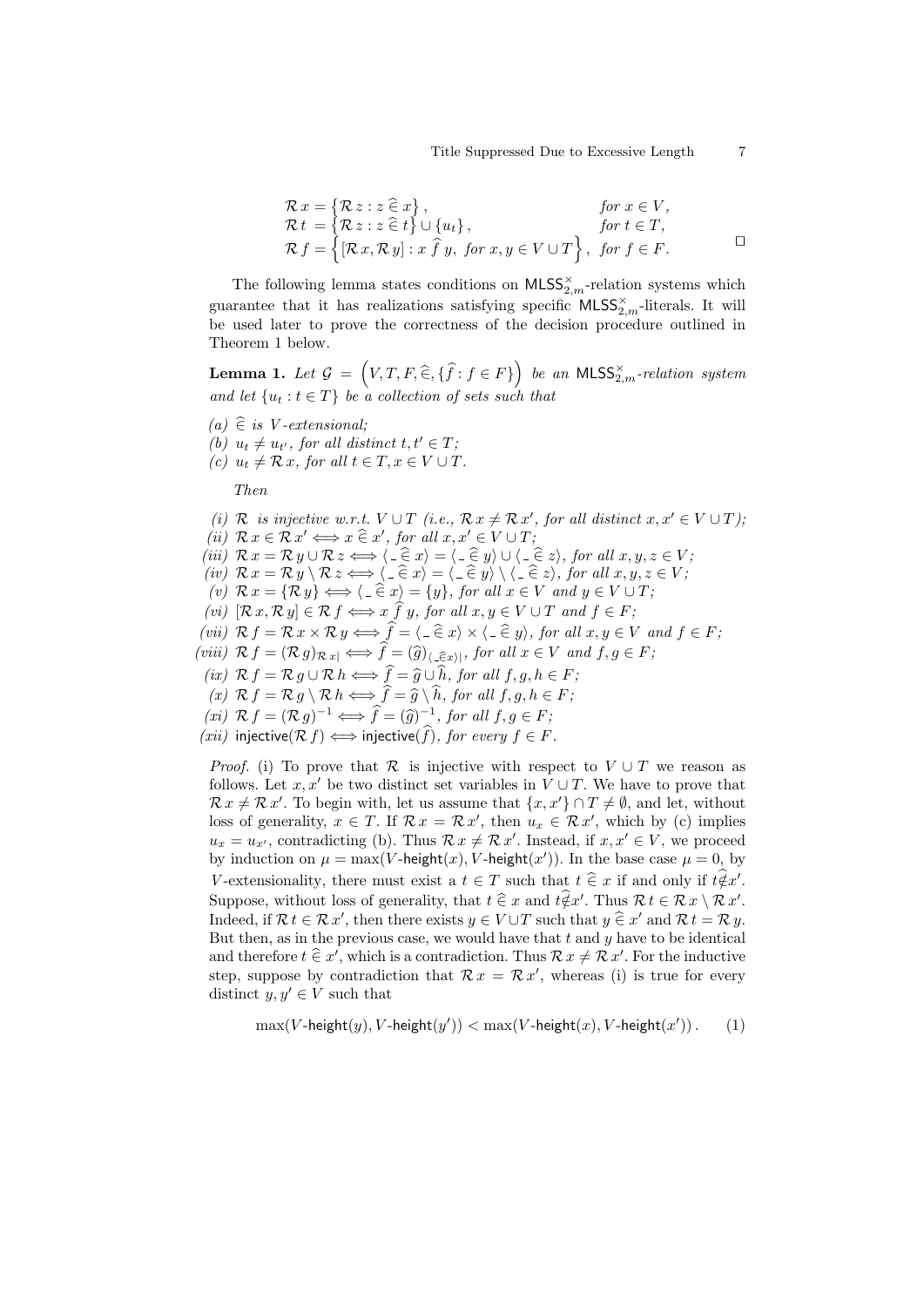$$
\begin{array}{ll}
\mathcal{R}\,x = \left\{\mathcal{R}\,z : z \,\widehat{\in}\, x\right\}, & \textit{for } x \in V, \\
\mathcal{R}\,t\, = \left\{\mathcal{R}\,z : z \,\widehat{\in}\, t\right\} \cup \{u_t\}, & \textit{for } t \in T, \\
\mathcal{R}\,f = \left\{[\mathcal{R}\,x, \mathcal{R}\,y] : x \,\widehat{f}\, y, \textit{ for } x, y \in V \cup T\right\}, & \textit{for } f \in F.
\end{array}
\qquad \square
$$

The following lemma states conditions on $\mathsf{MLSS}^{\times}_{2,m}$-relation systems which guarantee that it has realizations satisfying specific $\mathsf{MLSS}^{\times}_{2,m}$-literals. It will be used later to prove the correctness of the decision procedure outlined in Theorem 1 below.

**Lemma 1.** *Let* $\mathcal{G} = \left(V, T, F, \widehat{\in}, \{\widehat{f} : f \in F\}\right)$ *be an* $\mathsf{MLSS}^{\times}_{2,m}$*-relation system and let* $\{u_t : t \in T\}$ *be a collection of sets such that*

*(a)* $\widehat{\in}$ *is* $V$*-extensional;*
*(b)* $u_t \neq u_{t'}$*, for all distinct* $t, t' \in T$*;*
*(c)* $u_t \neq \mathcal{R}\,x$*, for all* $t \in T, x \in V \cup T$*.*

*Then*

*(i)* $\mathcal{R}$ *is injective w.r.t.* $V \cup T$ *(i.e.,* $\mathcal{R}\,x \neq \mathcal{R}\,x'$*, for all distinct* $x, x' \in V \cup T$*);*
*(ii)* $\mathcal{R}\,x \in \mathcal{R}\,x' \iff x \,\widehat{\in}\, x'$*, for all* $x, x' \in V \cup T$*;*
*(iii)* $\mathcal{R}\,x = \mathcal{R}\,y \cup \mathcal{R}\,z \iff \langle \_ \,\widehat{\in}\, x\rangle = \langle \_ \,\widehat{\in}\, y\rangle \cup \langle \_ \,\widehat{\in}\, z\rangle$*, for all* $x, y, z \in V$*;*
*(iv)* $\mathcal{R}\,x = \mathcal{R}\,y \setminus \mathcal{R}\,z \iff \langle \_ \,\widehat{\in}\, x\rangle = \langle \_ \,\widehat{\in}\, y\rangle \setminus \langle \_ \,\widehat{\in}\, z\rangle$*, for all* $x, y, z \in V$*;*
*(v)* $\mathcal{R}\,x = \{\mathcal{R}\,y\} \iff \langle \_ \,\widehat{\in}\, x\rangle = \{y\}$*, for all* $x \in V$ *and* $y \in V \cup T$*;*
*(vi)* $[\mathcal{R}\,x, \mathcal{R}\,y] \in \mathcal{R}\,f \iff x \,\widehat{f}\, y$*, for all* $x, y \in V \cup T$ *and* $f \in F$*;*
*(vii)* $\mathcal{R}\,f = \mathcal{R}\,x \times \mathcal{R}\,y \iff \widehat{f} = \langle \_ \,\widehat{\in}\, x\rangle \times \langle \_ \,\widehat{\in}\, y\rangle$*, for all* $x, y \in V$ *and* $f \in F$*;*
*(viii)* $\mathcal{R}\,f = (\mathcal{R}\,g)_{\mathcal{R}\,x|} \iff \widehat{f} = (\widehat{g})_{\langle \_ \widehat{\in} x\rangle|}$*, for all* $x \in V$ *and* $f, g \in F$*;*
*(ix)* $\mathcal{R}\,f = \mathcal{R}\,g \cup \mathcal{R}\,h \iff \widehat{f} = \widehat{g} \cup \widehat{h}$*, for all* $f, g, h \in F$*;*
*(x)* $\mathcal{R}\,f = \mathcal{R}\,g \setminus \mathcal{R}\,h \iff \widehat{f} = \widehat{g} \setminus \widehat{h}$*, for all* $f, g, h \in F$*;*
*(xi)* $\mathcal{R}\,f = (\mathcal{R}\,g)^{-1} \iff \widehat{f} = (\widehat{g})^{-1}$*, for all* $f, g \in F$*;*
*(xii)* $\mathsf{injective}(\mathcal{R}\,f) \iff \mathsf{injective}(\widehat{f})$*, for every* $f \in F$*.*

*Proof.* (i) To prove that $\mathcal{R}$ is injective with respect to $V \cup T$ we reason as follows. Let $x, x'$ be two distinct set variables in $V \cup T$. We have to prove that $\mathcal{R}\,x \neq \mathcal{R}\,x'$. To begin with, let us assume that $\{x, x'\} \cap T \neq \emptyset$, and let, without loss of generality, $x \in T$. If $\mathcal{R}\,x = \mathcal{R}\,x'$, then $u_x \in \mathcal{R}\,x'$, which by (c) implies $u_x = u_{x'}$, contradicting (b). Thus $\mathcal{R}\,x \neq \mathcal{R}\,x'$. Instead, if $x, x' \in V$, we proceed by induction on $\mu = \max(V\text{-}\mathsf{height}(x), V\text{-}\mathsf{height}(x'))$. In the base case $\mu = 0$, by $V$-extensionality, there must exist a $t \in T$ such that $t \,\widehat{\in}\, x$ if and only if $t \,\widehat{\notin}\, x'$. Suppose, without loss of generality, that $t \,\widehat{\in}\, x$ and $t \,\widehat{\notin}\, x'$. Thus $\mathcal{R}\,t \in \mathcal{R}\,x \setminus \mathcal{R}\,x'$. Indeed, if $\mathcal{R}\,t \in \mathcal{R}\,x'$, then there exists $y \in V \cup T$ such that $y \,\widehat{\in}\, x'$ and $\mathcal{R}\,t = \mathcal{R}\,y$. But then, as in the previous case, we would have that $t$ and $y$ have to be identical and therefore $t \,\widehat{\in}\, x'$, which is a contradiction. Thus $\mathcal{R}\,x \neq \mathcal{R}\,x'$. For the inductive step, suppose by contradiction that $\mathcal{R}\,x = \mathcal{R}\,x'$, whereas (i) is true for every distinct $y, y' \in V$ such that

$$
\max(V\text{-}\mathsf{height}(y), V\text{-}\mathsf{height}(y')) < \max(V\text{-}\mathsf{height}(x), V\text{-}\mathsf{height}(x')) \,. \qquad (1)
$$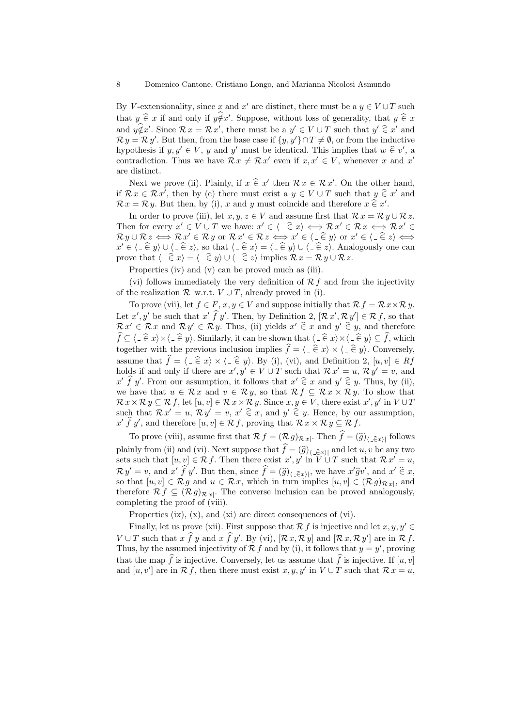By $V$-extensionality, since $x$ and $x'$ are distinct, there must be a $y \in V \cup T$ such that $y \mathrel{\widehat{\in}} x$ if and only if $y \widehat{\notin} x'$. Suppose, without loss of generality, that $y \mathrel{\widehat{\in}} x$ and $y \widehat{\notin} x'$. Since $\mathcal{R}\, x = \mathcal{R}\, x'$, there must be a $y' \in V \cup T$ such that $y' \mathrel{\widehat{\in}} x'$ and $\mathcal{R}\, y = \mathcal{R}\, y'$. But then, from the base case if $\{y, y'\} \cap T \neq \emptyset$, or from the inductive hypothesis if $y, y' \in V$, $y$ and $y'$ must be identical. This implies that $w \mathrel{\widehat{\in}} v'$, a contradiction. Thus we have $\mathcal{R}\, x \neq \mathcal{R}\, x'$ even if $x, x' \in V$, whenever $x$ and $x'$ are distinct.

Next we prove (ii). Plainly, if $x \mathrel{\widehat{\in}} x'$ then $\mathcal{R}\, x \in \mathcal{R}\, x'$. On the other hand, if $\mathcal{R}\, x \in \mathcal{R}\, x'$, then by (c) there must exist a $y \in V \cup T$ such that $y \mathrel{\widehat{\in}} x'$ and $\mathcal{R}\, x = \mathcal{R}\, y$. But then, by (i), $x$ and $y$ must coincide and therefore $x \mathrel{\widehat{\in}} x'$.

In order to prove (iii), let $x, y, z \in V$ and assume first that $\mathcal{R}\, x = \mathcal{R}\, y \cup \mathcal{R}\, z$. Then for every $x' \in V \cup T$ we have: $x' \in \langle \_ \mathrel{\widehat{\in}} x \rangle \iff \mathcal{R}\, x' \in \mathcal{R}\, x \iff \mathcal{R}\, x' \in \mathcal{R}\, y \cup \mathcal{R}\, z \iff \mathcal{R}\, x' \in \mathcal{R}\, y$ or $\mathcal{R}\, x' \in \mathcal{R}\, z \iff x' \in \langle \_ \mathrel{\widehat{\in}} y \rangle$ or $x' \in \langle \_ \mathrel{\widehat{\in}} z \rangle \iff x' \in \langle \_ \mathrel{\widehat{\in}} y \rangle \cup \langle \_ \mathrel{\widehat{\in}} z \rangle$, so that $\langle \_ \mathrel{\widehat{\in}} x \rangle = \langle \_ \mathrel{\widehat{\in}} y \rangle \cup \langle \_ \mathrel{\widehat{\in}} z \rangle$. Analogously one can prove that $\langle \_ \mathrel{\widehat{\in}} x \rangle = \langle \_ \mathrel{\widehat{\in}} y \rangle \cup \langle \_ \mathrel{\widehat{\in}} z \rangle$ implies $\mathcal{R}\, x = \mathcal{R}\, y \cup \mathcal{R}\, z$.

Properties (iv) and (v) can be proved much as (iii).

(vi) follows immediately the very definition of $\mathcal{R}\, f$ and from the injectivity of the realization $\mathcal{R}$ w.r.t. $V \cup T$, already proved in (i).

To prove (vii), let $f \in F$, $x, y \in V$ and suppose initially that $\mathcal{R}\, f = \mathcal{R}\, x \times \mathcal{R}\, y$. Let $x', y'$ be such that $x' \mathrel{\widehat{f}} y'$. Then, by Definition 2, $[\mathcal{R}\, x', \mathcal{R}\, y'] \in \mathcal{R}\, f$, so that $\mathcal{R}\, x' \in \mathcal{R}\, x$ and $\mathcal{R}\, y' \in \mathcal{R}\, y$. Thus, (ii) yields $x' \mathrel{\widehat{\in}} x$ and $y' \mathrel{\widehat{\in}} y$, and therefore $\widehat{f} \subseteq \langle \_ \mathrel{\widehat{\in}} x \rangle \times \langle \_ \mathrel{\widehat{\in}} y \rangle$. Similarly, it can be shown that $\langle \_ \mathrel{\widehat{\in}} x \rangle \times \langle \_ \mathrel{\widehat{\in}} y \rangle \subseteq \widehat{f}$, which together with the previous inclusion implies $\widehat{f} = \langle \_ \mathrel{\widehat{\in}} x \rangle \times \langle \_ \mathrel{\widehat{\in}} y \rangle$. Conversely, assume that $\widehat{f} = \langle \_ \mathrel{\widehat{\in}} x \rangle \times \langle \_ \mathrel{\widehat{\in}} y \rangle$. By (i), (vi), and Definition 2, $[u, v] \in Rf$ holds if and only if there are $x', y' \in V \cup T$ such that $\mathcal{R}\, x' = u$, $\mathcal{R}\, y' = v$, and $x' \mathrel{\widehat{f}} y'$. From our assumption, it follows that $x' \mathrel{\widehat{\in}} x$ and $y' \mathrel{\widehat{\in}} y$. Thus, by (ii), we have that $u \in \mathcal{R}\, x$ and $v \in \mathcal{R}\, y$, so that $\mathcal{R}\, f \subseteq \mathcal{R}\, x \times \mathcal{R}\, y$. To show that $\mathcal{R}\, x \times \mathcal{R}\, y \subseteq \mathcal{R}\, f$, let $[u, v] \in \mathcal{R}\, x \times \mathcal{R}\, y$. Since $x, y \in V$, there exist $x', y'$ in $V \cup T$ such that $\mathcal{R}\, x' = u$, $\mathcal{R}\, y' = v$, $x' \mathrel{\widehat{\in}} x$, and $y' \mathrel{\widehat{\in}} y$. Hence, by our assumption, $x' \mathrel{\widehat{f}} y'$, and therefore $[u, v] \in \mathcal{R}\, f$, proving that $\mathcal{R}\, x \times \mathcal{R}\, y \subseteq \mathcal{R}\, f$.

To prove (viii), assume first that $\mathcal{R}\, f = (\mathcal{R}\, g)_{\mathcal{R}\, x|}$. Then $\widehat{f} = (\widehat{g})_{\langle \_ \widehat{\in} x \rangle|}$ follows plainly from (ii) and (vi). Next suppose that $\widehat{f} = (\widehat{g})_{\langle \_ \widehat{\in} x \rangle|}$ and let $u, v$ be any two sets such that $[u, v] \in \mathcal{R}\, f$. Then there exist $x', y'$ in $V \cup T$ such that $\mathcal{R}\, x' = u$, $\mathcal{R}\, y' = v$, and $x' \mathrel{\widehat{f}} y'$. But then, since $\widehat{f} = (\widehat{g})_{\langle \_ \widehat{\in} x \rangle|}$, we have $x' \widehat{g} v'$, and $x' \mathrel{\widehat{\in}} x$, so that $[u, v] \in \mathcal{R}\, g$ and $u \in \mathcal{R}\, x$, which in turn implies $[u, v] \in (\mathcal{R}\, g)_{\mathcal{R}\, x|}$, and therefore $\mathcal{R}\, f \subseteq (\mathcal{R}\, g)_{\mathcal{R}\, x|}$. The converse inclusion can be proved analogously, completing the proof of (viii).

Properties (ix), (x), and (xi) are direct consequences of (vi).

Finally, let us prove (xii). First suppose that $\mathcal{R}\, f$ is injective and let $x, y, y' \in V \cup T$ such that $x \mathrel{\widehat{f}} y$ and $x \mathrel{\widehat{f}} y'$. By (vi), $[\mathcal{R}\, x, \mathcal{R}\, y]$ and $[\mathcal{R}\, x, \mathcal{R}\, y']$ are in $\mathcal{R}\, f$. Thus, by the assumed injectivity of $\mathcal{R}\, f$ and by (i), it follows that $y = y'$, proving that the map $\widehat{f}$ is injective. Conversely, let us assume that $\widehat{f}$ is injective. If $[u, v]$ and $[u, v']$ are in $\mathcal{R}\, f$, then there must exist $x, y, y'$ in $V \cup T$ such that $\mathcal{R}\, x = u$,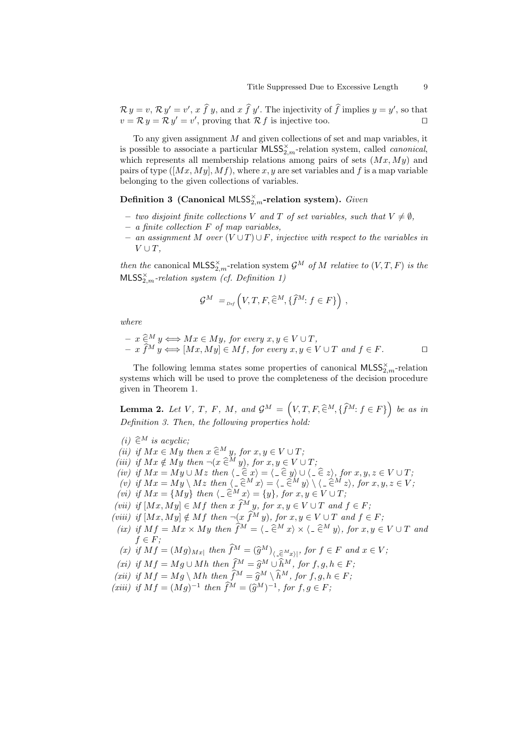$\mathcal{R}\, y = v$, $\mathcal{R}\, y' = v'$, $x\, \widehat{f}\, y$, and $x\, \widehat{f}\, y'$. The injectivity of $\widehat{f}$ implies $y = y'$, so that $v = \mathcal{R}\, y = \mathcal{R}\, y' = v'$, proving that $\mathcal{R}\, f$ is injective too. □

To any given assignment $M$ and given collections of set and map variables, it is possible to associate a particular $\mathsf{MLSS}^{\times}_{2,m}$-relation system, called *canonical*, which represents all membership relations among pairs of sets $(Mx, My)$ and pairs of type $([Mx, My], Mf)$, where $x, y$ are set variables and $f$ is a map variable belonging to the given collections of variables.

**Definition 3 (Canonical $\mathsf{MLSS}^{\times}_{2,m}$-relation system).** *Given*

- *two disjoint finite collections $V$ and $T$ of set variables, such that $V \neq \emptyset$,*
- *a finite collection $F$ of map variables,*
- *an assignment $M$ over $(V \cup T) \cup F$, injective with respect to the variables in $V \cup T$,*

*then the* canonical $\mathsf{MLSS}^{\times}_{2,m}$-relation system $\mathcal{G}^M$ *of $M$ relative to $(V, T, F)$ is the $\mathsf{MLSS}^{\times}_{2,m}$-relation system (cf. Definition 1)*

$$\mathcal{G}^M =_{Def} \left(V, T, F, \widehat{\in}^M, \{\widehat{f}^M : f \in F\}\right) ,$$

*where*

- $x\, \widehat{\in}^M\, y \Longleftrightarrow Mx \in My$, *for every $x, y \in V \cup T$,*
- $x\, \widehat{f}^M\, y \Longleftrightarrow [Mx, My] \in Mf$, *for every $x, y \in V \cup T$ and $f \in F$.* □

The following lemma states some properties of canonical $\mathsf{MLSS}^{\times}_{2,m}$-relation systems which will be used to prove the completeness of the decision procedure given in Theorem 1.

**Lemma 2.** *Let $V$, $T$, $F$, $M$, and $\mathcal{G}^M = \left(V, T, F, \widehat{\in}^M, \{\widehat{f}^M : f \in F\}\right)$ be as in Definition 3. Then, the following properties hold:*

*(i)* $\widehat{\in}^M$ *is acyclic;*
*(ii)* *if $Mx \in My$ then $x\, \widehat{\in}^M\, y$, for $x, y \in V \cup T$;*
*(iii)* *if $Mx \notin My$ then $\neg(x\, \widehat{\in}^M\, y)$, for $x, y \in V \cup T$;*
*(iv)* *if $Mx = My \cup Mz$ then $\langle\, \_\, \widehat{\in}\, x \rangle = \langle\, \_\, \widehat{\in}\, y \rangle \cup \langle\, \_\, \widehat{\in}\, z \rangle$, for $x, y, z \in V \cup T$;*
*(v)* *if $Mx = My \setminus Mz$ then $\langle\, \_\, \widehat{\in}^M\, x \rangle = \langle\, \_\, \widehat{\in}^M\, y \rangle \setminus \langle\, \_\, \widehat{\in}^M\, z \rangle$, for $x, y, z \in V$;*
*(vi)* *if $Mx = \{My\}$ then $\langle\, \_\, \widehat{\in}^M\, x \rangle = \{y\}$, for $x, y \in V \cup T$;*
*(vii)* *if $[Mx, My] \in Mf$ then $x\, \widehat{f}^M\, y$, for $x, y \in V \cup T$ and $f \in F$;*
*(viii)* *if $[Mx, My] \notin Mf$ then $\neg(x\, \widehat{f}^M\, y)$, for $x, y \in V \cup T$ and $f \in F$;*
*(ix)* *if $Mf = Mx \times My$ then $\widehat{f}^M = \langle\, \_\, \widehat{\in}^M\, x \rangle \times \langle\, \_\, \widehat{\in}^M\, y \rangle$, for $x, y \in V \cup T$ and $f \in F$;*
*(x)* *if $Mf = (Mg)_{Mx|}$ then $\widehat{f}^M = (\widehat{g}^M)_{\langle\, \_\, \widehat{\in}^M x \rangle|}$, for $f \in F$ and $x \in V$;*
*(xi)* *if $Mf = Mg \cup Mh$ then $\widehat{f}^M = \widehat{g}^M \cup \widehat{h}^M$, for $f, g, h \in F$;*
*(xii)* *if $Mf = Mg \setminus Mh$ then $\widehat{f}^M = \widehat{g}^M \setminus \widehat{h}^M$, for $f, g, h \in F$;*
*(xiii)* *if $Mf = (Mg)^{-1}$ then $\widehat{f}^M = (\widehat{g}^M)^{-1}$, for $f, g \in F$;*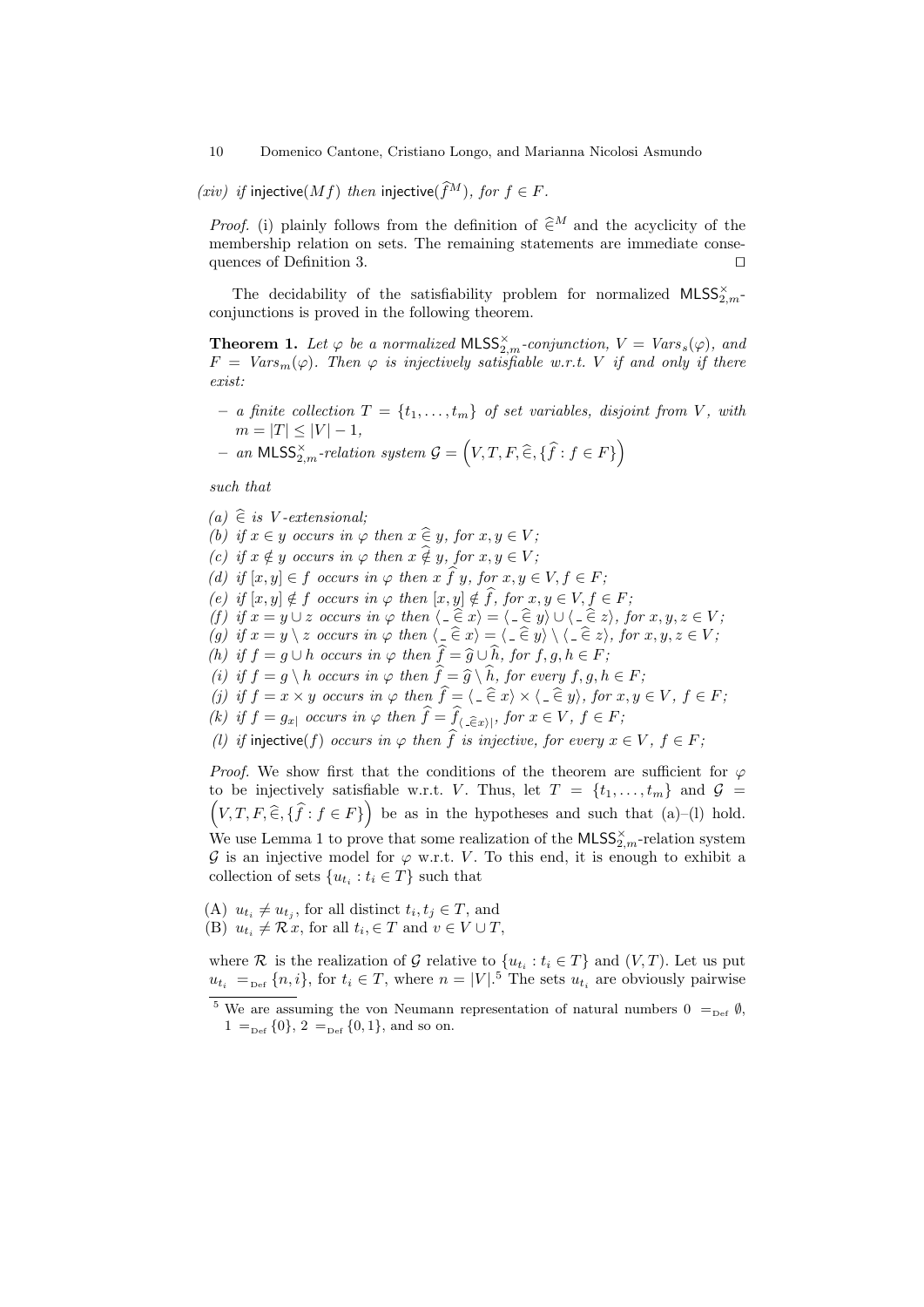*(xiv) if* $\mathsf{injective}(Mf)$ *then* $\mathsf{injective}(\widehat{f}^M)$*, for* $f \in F$.

*Proof.* (i) plainly follows from the definition of $\widehat{\in}^M$ and the acyclicity of the membership relation on sets. The remaining statements are immediate consequences of Definition 3. $\square$

The decidability of the satisfiability problem for normalized $\mathsf{MLSS}^{\times}_{2,m}$-conjunctions is proved in the following theorem.

**Theorem 1.** *Let* $\varphi$ *be a normalized* $\mathsf{MLSS}^{\times}_{2,m}$*-conjunction,* $V = Vars_s(\varphi)$*, and* $F = Vars_m(\varphi)$*. Then* $\varphi$ *is injectively satisfiable w.r.t.* $V$ *if and only if there exist:*

- *a finite collection* $T = \{t_1, \ldots, t_m\}$ *of set variables, disjoint from* $V$*, with* $m = |T| \leq |V| - 1$*,*
- *an* $\mathsf{MLSS}^{\times}_{2,m}$*-relation system* $\mathcal{G} = \left(V, T, F, \widehat{\in}, \{\widehat{f} : f \in F\}\right)$

*such that*

*(a)* $\widehat{\in}$ *is* $V$*-extensional;*
*(b) if* $x \in y$ *occurs in* $\varphi$ *then* $x \mathrel{\widehat{\in}} y$*, for* $x, y \in V$*;*
*(c) if* $x \notin y$ *occurs in* $\varphi$ *then* $x \mathrel{\widehat{\notin}} y$*, for* $x, y \in V$*;*
*(d) if* $[x, y] \in f$ *occurs in* $\varphi$ *then* $x \mathrel{\widehat{f}} y$*, for* $x, y \in V, f \in F$*;*
*(e) if* $[x, y] \notin f$ *occurs in* $\varphi$ *then* $[x, y] \notin \widehat{f}$*, for* $x, y \in V, f \in F$*;*
*(f) if* $x = y \cup z$ *occurs in* $\varphi$ *then* $\langle \_ \mathrel{\widehat{\in}} x \rangle = \langle \_ \mathrel{\widehat{\in}} y \rangle \cup \langle \_ \mathrel{\widehat{\in}} z \rangle$*, for* $x, y, z \in V$*;*
*(g) if* $x = y \setminus z$ *occurs in* $\varphi$ *then* $\langle \_ \mathrel{\widehat{\in}} x \rangle = \langle \_ \mathrel{\widehat{\in}} y \rangle \setminus \langle \_ \mathrel{\widehat{\in}} z \rangle$*, for* $x, y, z \in V$*;*
*(h) if* $f = g \cup h$ *occurs in* $\varphi$ *then* $\widehat{f} = \widehat{g} \cup \widehat{h}$*, for* $f, g, h \in F$*;*
*(i) if* $f = g \setminus h$ *occurs in* $\varphi$ *then* $\widehat{f} = \widehat{g} \setminus \widehat{h}$*, for every* $f, g, h \in F$*;*
*(j) if* $f = x \times y$ *occurs in* $\varphi$ *then* $\widehat{f} = \langle \_ \mathrel{\widehat{\in}} x \rangle \times \langle \_ \mathrel{\widehat{\in}} y \rangle$*, for* $x, y \in V$*,* $f \in F$*;*
*(k) if* $f = g_{x|}$ *occurs in* $\varphi$ *then* $\widehat{f} = \widehat{f}_{\langle \_ \widehat{\in} x \rangle|}$*, for* $x \in V$*,* $f \in F$*;*
*(l) if* $\mathsf{injective}(f)$ *occurs in* $\varphi$ *then* $\widehat{f}$ *is injective, for every* $x \in V$*,* $f \in F$*;*

*Proof.* We show first that the conditions of the theorem are sufficient for $\varphi$ to be injectively satisfiable w.r.t. $V$. Thus, let $T = \{t_1, \ldots, t_m\}$ and $\mathcal{G} = \left(V, T, F, \widehat{\in}, \{\widehat{f} : f \in F\}\right)$ be as in the hypotheses and such that (a)–(l) hold. We use Lemma 1 to prove that some realization of the $\mathsf{MLSS}^{\times}_{2,m}$-relation system $\mathcal{G}$ is an injective model for $\varphi$ w.r.t. $V$. To this end, it is enough to exhibit a collection of sets $\{u_{t_i} : t_i \in T\}$ such that

(A) $u_{t_i} \neq u_{t_j}$, for all distinct $t_i, t_j \in T$, and
(B) $u_{t_i} \neq \mathcal{R}\, x$, for all $t_i, \in T$ and $v \in V \cup T$,

where $\mathcal{R}$ is the realization of $\mathcal{G}$ relative to $\{u_{t_i} : t_i \in T\}$ and $(V, T)$. Let us put $u_{t_i} =_{\text{Def}} \{n, i\}$, for $t_i \in T$, where $n = |V|$.[5] The sets $u_{t_i}$ are obviously pairwise

[5] We are assuming the von Neumann representation of natural numbers $0 =_{\text{Def}} \emptyset$, $1 =_{\text{Def}} \{0\}$, $2 =_{\text{Def}} \{0, 1\}$, and so on.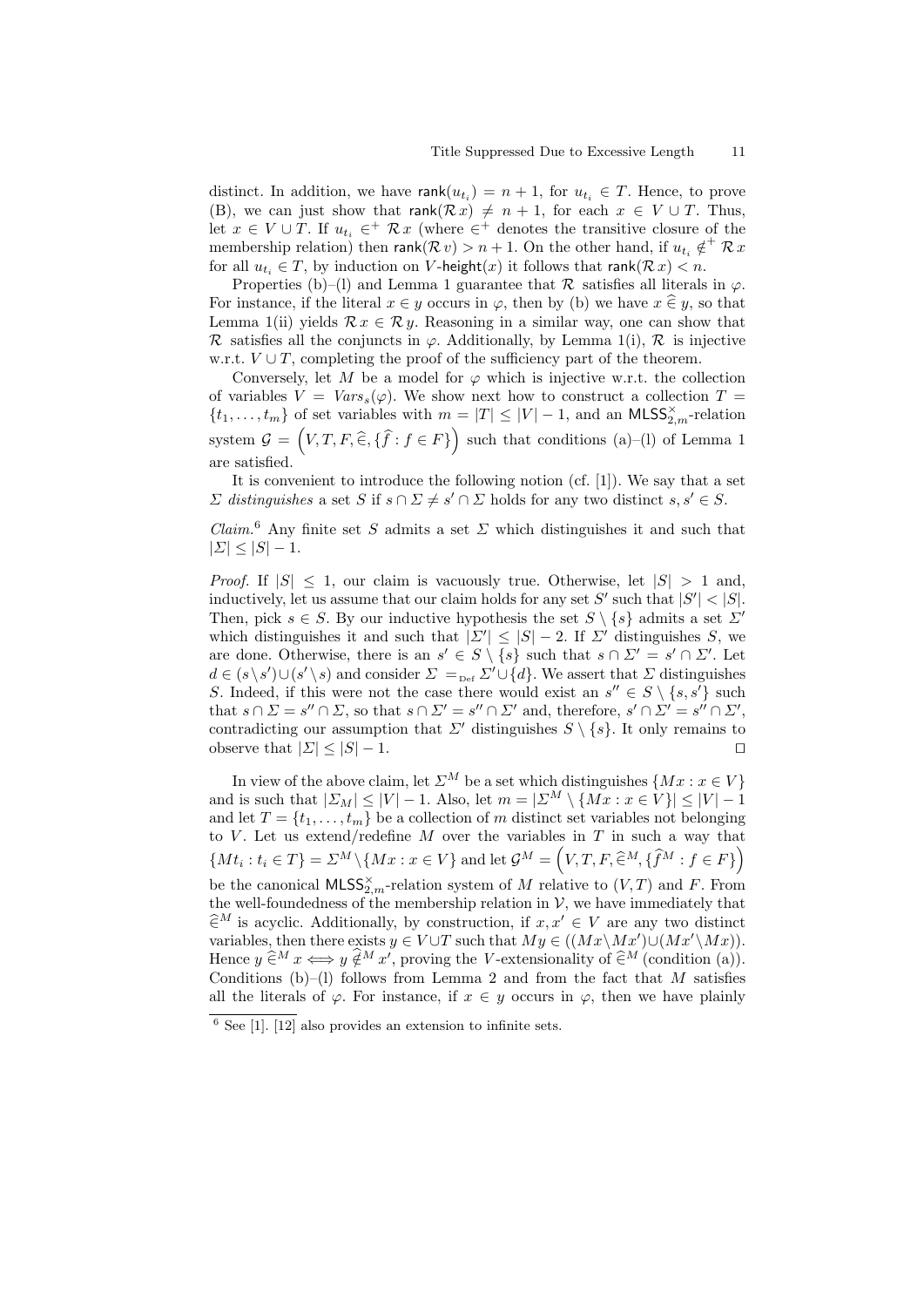distinct. In addition, we have $\mathsf{rank}(u_{t_i}) = n+1$, for $u_{t_i} \in T$. Hence, to prove (B), we can just show that $\mathsf{rank}(\mathcal{R}\,x) \neq n+1$, for each $x \in V \cup T$. Thus, let $x \in V \cup T$. If $u_{t_i} \in^+ \mathcal{R}\,x$ (where $\in^+$ denotes the transitive closure of the membership relation) then $\mathsf{rank}(\mathcal{R}\,v) > n+1$. On the other hand, if $u_{t_i} \notin^+ \mathcal{R}\,x$ for all $u_{t_i} \in T$, by induction on $V$-$\mathsf{height}(x)$ it follows that $\mathsf{rank}(\mathcal{R}\,x) < n$.

Properties (b)–(l) and Lemma 1 guarantee that $\mathcal{R}$ satisfies all literals in $\varphi$. For instance, if the literal $x \in y$ occurs in $\varphi$, then by (b) we have $x \mathrel{\widehat{\in}} y$, so that Lemma 1(ii) yields $\mathcal{R}\,x \in \mathcal{R}\,y$. Reasoning in a similar way, one can show that $\mathcal{R}$ satisfies all the conjuncts in $\varphi$. Additionally, by Lemma 1(i), $\mathcal{R}$ is injective w.r.t. $V \cup T$, completing the proof of the sufficiency part of the theorem.

Conversely, let $M$ be a model for $\varphi$ which is injective w.r.t. the collection of variables $V = Vars_s(\varphi)$. We show next how to construct a collection $T = \{t_1, \ldots, t_m\}$ of set variables with $m = |T| \leq |V| - 1$, and an $\mathsf{MLSS}^{\times}_{2,m}$-relation system $\mathcal{G} = \left(V, T, F, \widehat{\in}, \{\widehat{f} : f \in F\}\right)$ such that conditions (a)–(l) of Lemma 1 are satisfied.

It is convenient to introduce the following notion (cf. [1]). We say that a set $\Sigma$ *distinguishes* a set $S$ if $s \cap \Sigma \neq s' \cap \Sigma$ holds for any two distinct $s, s' \in S$.

*Claim.*[6] Any finite set $S$ admits a set $\Sigma$ which distinguishes it and such that $|\Sigma| \leq |S| - 1$.

*Proof.* If $|S| \leq 1$, our claim is vacuously true. Otherwise, let $|S| > 1$ and, inductively, let us assume that our claim holds for any set $S'$ such that $|S'| < |S|$. Then, pick $s \in S$. By our inductive hypothesis the set $S \setminus \{s\}$ admits a set $\Sigma'$ which distinguishes it and such that $|\Sigma'| \leq |S| - 2$. If $\Sigma'$ distinguishes $S$, we are done. Otherwise, there is an $s' \in S \setminus \{s\}$ such that $s \cap \Sigma' = s' \cap \Sigma'$. Let $d \in (s \setminus s') \cup (s' \setminus s)$ and consider $\Sigma =_{\text{Def}} \Sigma' \cup \{d\}$. We assert that $\Sigma$ distinguishes $S$. Indeed, if this were not the case there would exist an $s'' \in S \setminus \{s, s'\}$ such that $s \cap \Sigma = s'' \cap \Sigma$, so that $s \cap \Sigma' = s'' \cap \Sigma'$ and, therefore, $s' \cap \Sigma' = s'' \cap \Sigma'$, contradicting our assumption that $\Sigma'$ distinguishes $S \setminus \{s\}$. It only remains to observe that $|\Sigma| \leq |S| - 1$. $\square$

In view of the above claim, let $\Sigma^M$ be a set which distinguishes $\{Mx : x \in V\}$ and is such that $|\Sigma_M| \leq |V| - 1$. Also, let $m = |\Sigma^M \setminus \{Mx : x \in V\}| \leq |V| - 1$ and let $T = \{t_1, \ldots, t_m\}$ be a collection of $m$ distinct set variables not belonging to $V$. Let us extend/redefine $M$ over the variables in $T$ in such a way that $\{Mt_i : t_i \in T\} = \Sigma^M \setminus \{Mx : x \in V\}$ and let $\mathcal{G}^M = \left(V, T, F, \widehat{\in}^M, \{\widehat{f}^M : f \in F\}\right)$ be the canonical $\mathsf{MLSS}^{\times}_{2,m}$-relation system of $M$ relative to $(V, T)$ and $F$. From the well-foundedness of the membership relation in $\mathcal{V}$, we have immediately that $\widehat{\in}^M$ is acyclic. Additionally, by construction, if $x, x' \in V$ are any two distinct variables, then there exists $y \in V \cup T$ such that $My \in ((Mx \setminus Mx') \cup (Mx' \setminus Mx))$. Hence $y \mathrel{\widehat{\in}^M} x \iff y \mathrel{\widehat{\notin}^M} x'$, proving the $V$-extensionality of $\widehat{\in}^M$ (condition (a)). Conditions (b)–(l) follows from Lemma 2 and from the fact that $M$ satisfies all the literals of $\varphi$. For instance, if $x \in y$ occurs in $\varphi$, then we have plainly

[6] See [1]. [12] also provides an extension to infinite sets.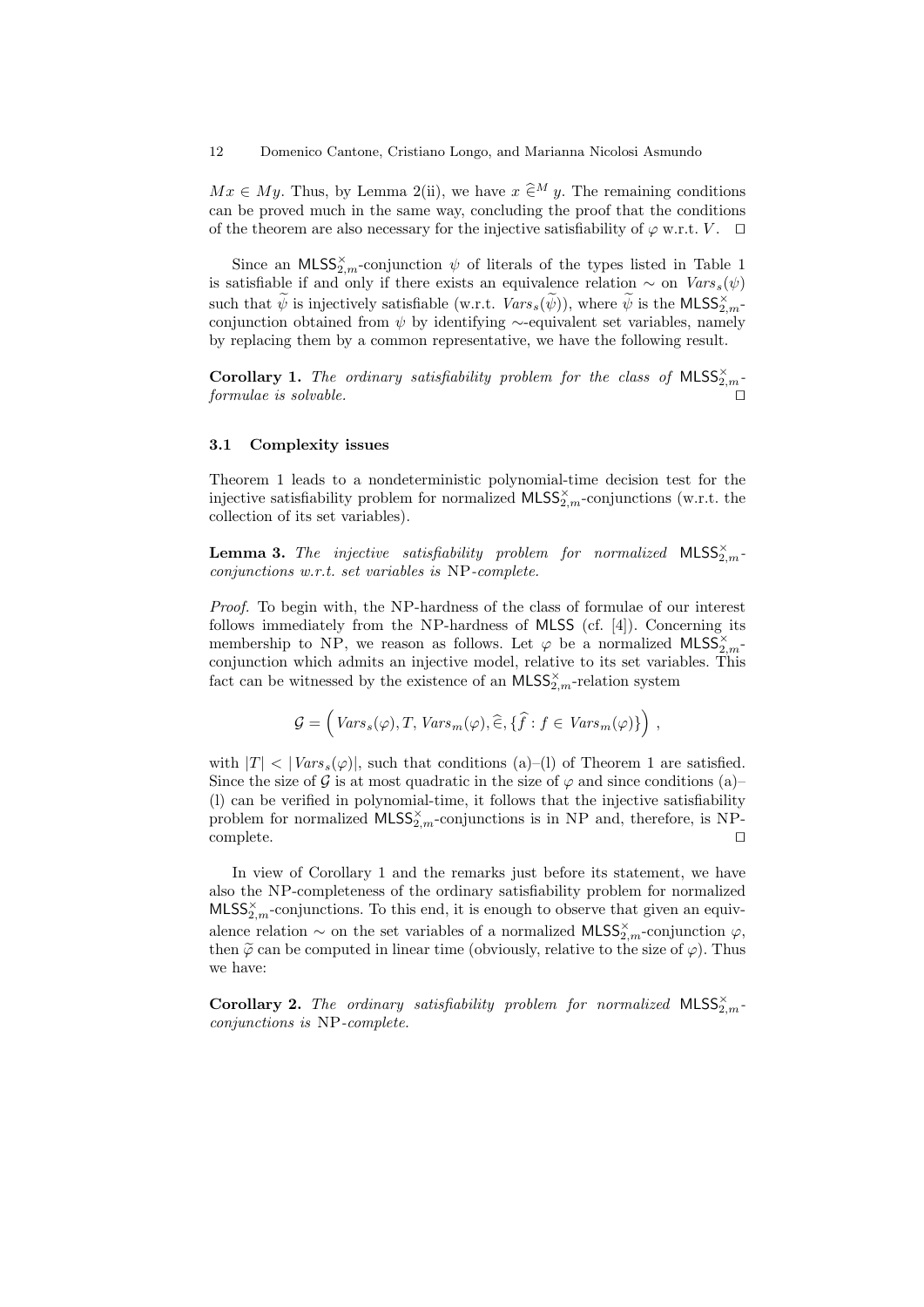$Mx \in My$. Thus, by Lemma 2(ii), we have $x \mathrel{\widehat{\in}^M} y$. The remaining conditions can be proved much in the same way, concluding the proof that the conditions of the theorem are also necessary for the injective satisfiability of $\varphi$ w.r.t. $V$. $\square$

Since an $\mathsf{MLSS}^{\times}_{2,m}$-conjunction $\psi$ of literals of the types listed in Table 1 is satisfiable if and only if there exists an equivalence relation $\sim$ on $\mathit{Vars}_s(\psi)$ such that $\widetilde{\psi}$ is injectively satisfiable (w.r.t. $\mathit{Vars}_s(\widetilde{\psi})$), where $\widetilde{\psi}$ is the $\mathsf{MLSS}^{\times}_{2,m}$-conjunction obtained from $\psi$ by identifying $\sim$-equivalent set variables, namely by replacing them by a common representative, we have the following result.

**Corollary 1.** *The ordinary satisfiability problem for the class of $\mathsf{MLSS}^{\times}_{2,m}$-formulae is solvable.* $\square$

### 3.1 Complexity issues

Theorem 1 leads to a nondeterministic polynomial-time decision test for the injective satisfiability problem for normalized $\mathsf{MLSS}^{\times}_{2,m}$-conjunctions (w.r.t. the collection of its set variables).

**Lemma 3.** *The injective satisfiability problem for normalized $\mathsf{MLSS}^{\times}_{2,m}$-conjunctions w.r.t. set variables is* NP*-complete.*

*Proof.* To begin with, the NP-hardness of the class of formulae of our interest follows immediately from the NP-hardness of MLSS (cf. [4]). Concerning its membership to NP, we reason as follows. Let $\varphi$ be a normalized $\mathsf{MLSS}^{\times}_{2,m}$-conjunction which admits an injective model, relative to its set variables. This fact can be witnessed by the existence of an $\mathsf{MLSS}^{\times}_{2,m}$-relation system

$$\mathcal{G} = \Big( \mathit{Vars}_s(\varphi), T, \mathit{Vars}_m(\varphi), \widehat{\in}, \{\widehat{f} : f \in \mathit{Vars}_m(\varphi)\} \Big) \,,$$

with $|T| < |\mathit{Vars}_s(\varphi)|$, such that conditions (a)–(l) of Theorem 1 are satisfied. Since the size of $\mathcal{G}$ is at most quadratic in the size of $\varphi$ and since conditions (a)–(l) can be verified in polynomial-time, it follows that the injective satisfiability problem for normalized $\mathsf{MLSS}^{\times}_{2,m}$-conjunctions is in NP and, therefore, is NP-complete. $\square$

In view of Corollary 1 and the remarks just before its statement, we have also the NP-completeness of the ordinary satisfiability problem for normalized $\mathsf{MLSS}^{\times}_{2,m}$-conjunctions. To this end, it is enough to observe that given an equivalence relation $\sim$ on the set variables of a normalized $\mathsf{MLSS}^{\times}_{2,m}$-conjunction $\varphi$, then $\widetilde{\varphi}$ can be computed in linear time (obviously, relative to the size of $\varphi$). Thus we have:

**Corollary 2.** *The ordinary satisfiability problem for normalized $\mathsf{MLSS}^{\times}_{2,m}$-conjunctions is* NP*-complete.*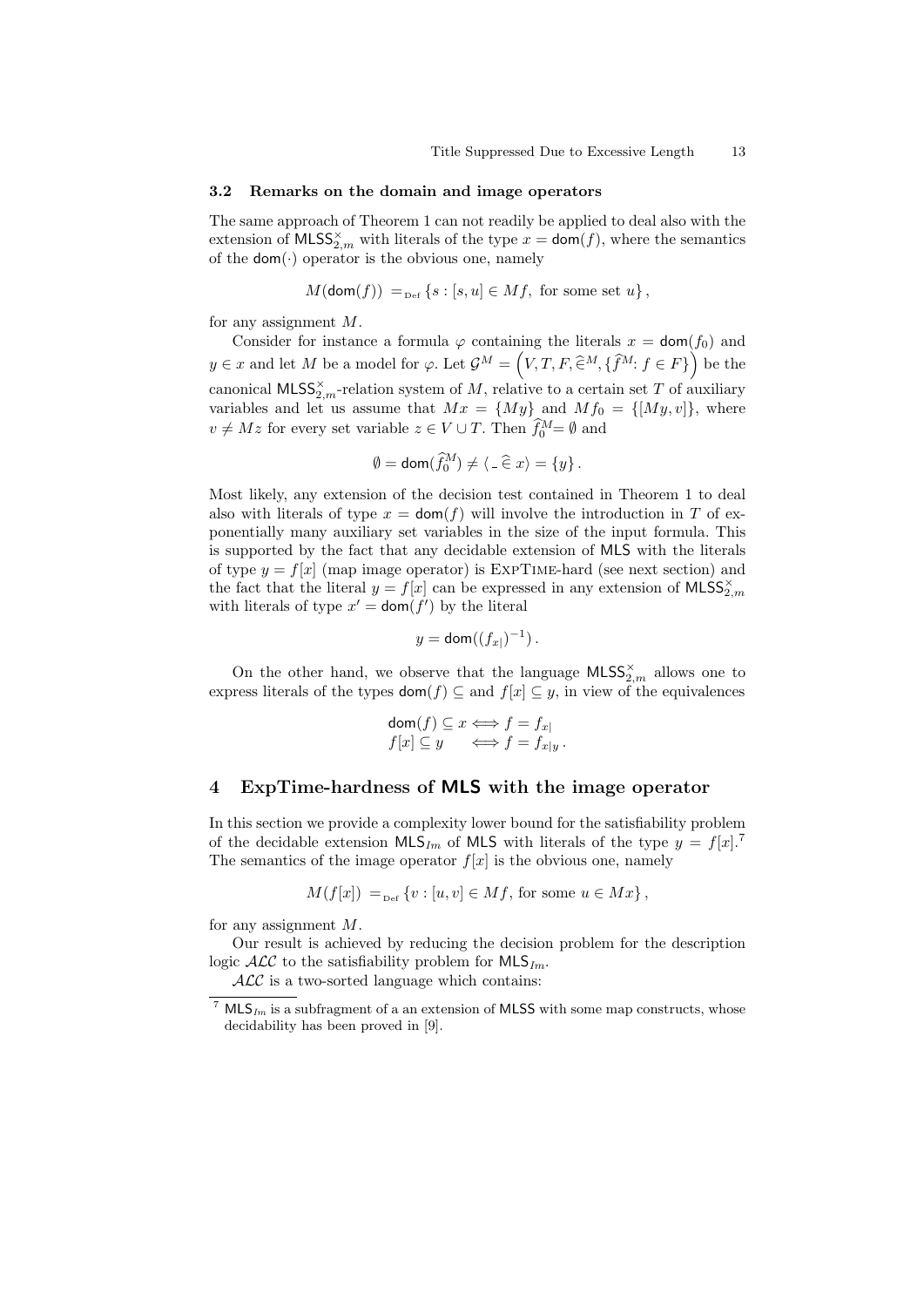### 3.2 Remarks on the domain and image operators

The same approach of Theorem 1 can not readily be applied to deal also with the extension of $\mathsf{MLSS}^{\times}_{2,m}$ with literals of the type $x = \mathsf{dom}(f)$, where the semantics of the $\mathsf{dom}(\cdot)$ operator is the obvious one, namely

$$M(\mathsf{dom}(f)) =_{\text{Def}} \{s : [s,u] \in Mf, \text{ for some set } u\},$$

for any assignment $M$.

Consider for instance a formula $\varphi$ containing the literals $x = \mathsf{dom}(f_0)$ and $y \in x$ and let $M$ be a model for $\varphi$. Let $\mathcal{G}^M = \left(V, T, F, \widehat{\in}^M, \{\widehat{f}^M : f \in F\}\right)$ be the canonical $\mathsf{MLSS}^{\times}_{2,m}$-relation system of $M$, relative to a certain set $T$ of auxiliary variables and let us assume that $Mx = \{My\}$ and $Mf_0 = \{[My, v]\}$, where $v \neq Mz$ for every set variable $z \in V \cup T$. Then $\widehat{f}^M_0 = \emptyset$ and

$$\emptyset = \mathsf{dom}(\widehat{f}^M_0) \neq \langle \_ \,\widehat{\in}\, x\rangle = \{y\}.$$

Most likely, any extension of the decision test contained in Theorem 1 to deal also with literals of type $x = \mathsf{dom}(f)$ will involve the introduction in $T$ of exponentially many auxiliary set variables in the size of the input formula. This is supported by the fact that any decidable extension of $\mathsf{MLS}$ with the literals of type $y = f[x]$ (map image operator) is ExpTime-hard (see next section) and the fact that the literal $y = f[x]$ can be expressed in any extension of $\mathsf{MLSS}^{\times}_{2,m}$ with literals of type $x' = \mathsf{dom}(f')$ by the literal

$$y = \mathsf{dom}((f_{x|})^{-1}).$$

On the other hand, we observe that the language $\mathsf{MLSS}^{\times}_{2,m}$ allows one to express literals of the types $\mathsf{dom}(f) \subseteq$ and $f[x] \subseteq y$, in view of the equivalences

$$\begin{aligned} \mathsf{dom}(f) \subseteq x &\iff f = f_{x|} \\ f[x] \subseteq y &\iff f = f_{x|y}\,. \end{aligned}$$

## 4 ExpTime-hardness of MLS with the image operator

In this section we provide a complexity lower bound for the satisfiability problem of the decidable extension $\mathsf{MLS}_{Im}$ of $\mathsf{MLS}$ with literals of the type $y = f[x]$.[7] The semantics of the image operator $f[x]$ is the obvious one, namely

$$M(f[x]) =_{\text{Def}} \{v : [u,v] \in Mf, \text{ for some } u \in Mx\},$$

for any assignment $M$.

Our result is achieved by reducing the decision problem for the description logic $\mathcal{ALC}$ to the satisfiability problem for $\mathsf{MLS}_{Im}$.

$\mathcal{ALC}$ is a two-sorted language which contains:

[7] $\mathsf{MLS}_{Im}$ is a subfragment of a an extension of $\mathsf{MLSS}$ with some map constructs, whose decidability has been proved in [9].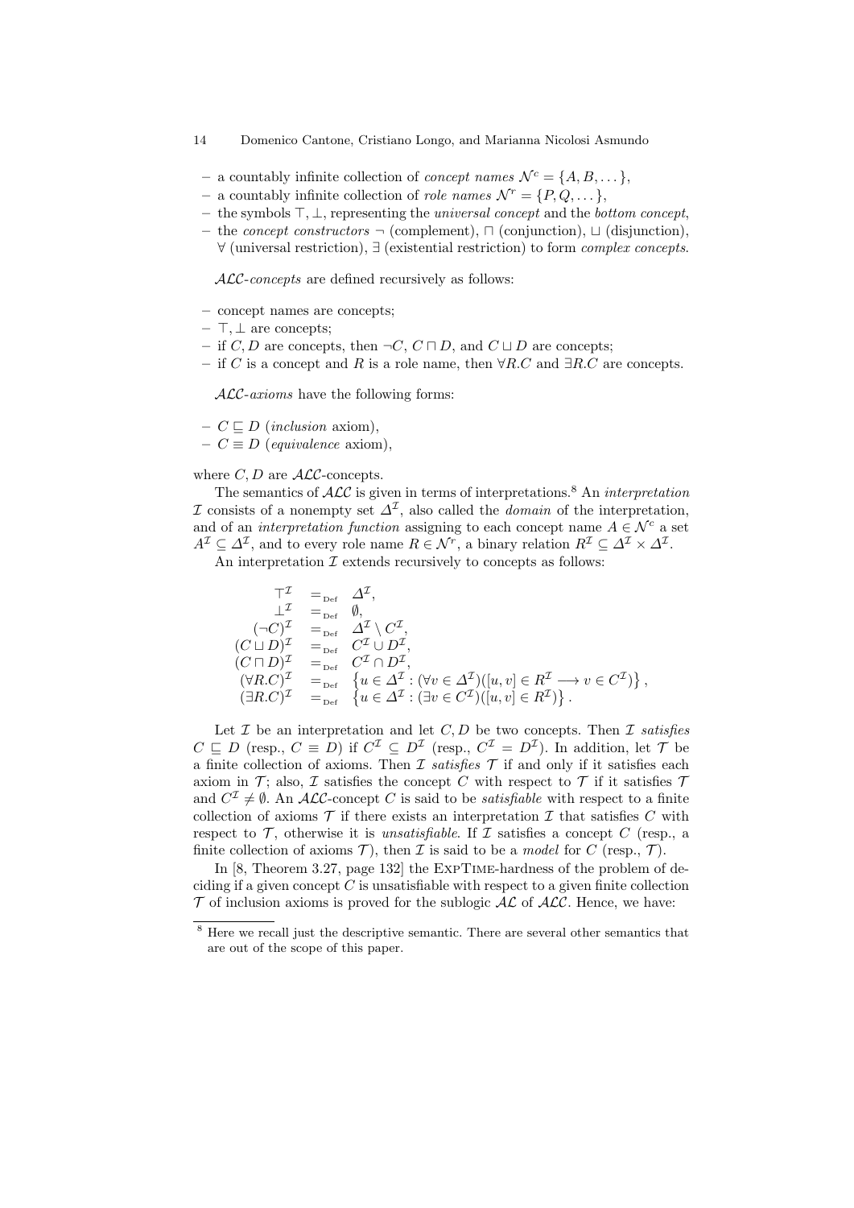- a countably infinite collection of *concept names* $\mathcal{N}^c = \{A, B, \dots\}$,
- a countably infinite collection of *role names* $\mathcal{N}^r = \{P, Q, \dots\}$,
- the symbols $\top, \bot$, representing the *universal concept* and the *bottom concept*,
- the *concept constructors* $\neg$ (complement), $\sqcap$ (conjunction), $\sqcup$ (disjunction), $\forall$ (universal restriction), $\exists$ (existential restriction) to form *complex concepts*.

$\mathcal{ALC}$-*concepts* are defined recursively as follows:

- concept names are concepts;
- $\top, \bot$ are concepts;
- if $C, D$ are concepts, then $\neg C$, $C \sqcap D$, and $C \sqcup D$ are concepts;
- if $C$ is a concept and $R$ is a role name, then $\forall R.C$ and $\exists R.C$ are concepts.

$\mathcal{ALC}$-*axioms* have the following forms:

- $C \sqsubseteq D$ (*inclusion* axiom),
- $C \equiv D$ (*equivalence* axiom),

where $C, D$ are $\mathcal{ALC}$-concepts.

The semantics of $\mathcal{ALC}$ is given in terms of interpretations.[8] An *interpretation* $\mathcal{I}$ consists of a nonempty set $\Delta^{\mathcal{I}}$, also called the *domain* of the interpretation, and of an *interpretation function* assigning to each concept name $A \in \mathcal{N}^c$ a set $A^{\mathcal{I}} \subseteq \Delta^{\mathcal{I}}$, and to every role name $R \in \mathcal{N}^r$, a binary relation $R^{\mathcal{I}} \subseteq \Delta^{\mathcal{I}} \times \Delta^{\mathcal{I}}$.

An interpretation $\mathcal{I}$ extends recursively to concepts as follows:

$$
\begin{aligned}
\top^{\mathcal{I}} &=_{\text{Def}} \Delta^{\mathcal{I}}, \\
\bot^{\mathcal{I}} &=_{\text{Def}} \emptyset, \\
(\neg C)^{\mathcal{I}} &=_{\text{Def}} \Delta^{\mathcal{I}} \setminus C^{\mathcal{I}}, \\
(C \sqcup D)^{\mathcal{I}} &=_{\text{Def}} C^{\mathcal{I}} \cup D^{\mathcal{I}}, \\
(C \sqcap D)^{\mathcal{I}} &=_{\text{Def}} C^{\mathcal{I}} \cap D^{\mathcal{I}}, \\
(\forall R.C)^{\mathcal{I}} &=_{\text{Def}} \left\{ u \in \Delta^{\mathcal{I}} : (\forall v \in \Delta^{\mathcal{I}})([u, v] \in R^{\mathcal{I}} \longrightarrow v \in C^{\mathcal{I}}) \right\}, \\
(\exists R.C)^{\mathcal{I}} &=_{\text{Def}} \left\{ u \in \Delta^{\mathcal{I}} : (\exists v \in C^{\mathcal{I}})([u, v] \in R^{\mathcal{I}}) \right\}.
\end{aligned}
$$

Let $\mathcal{I}$ be an interpretation and let $C, D$ be two concepts. Then $\mathcal{I}$ *satisfies* $C \sqsubseteq D$ (resp., $C \equiv D$) if $C^{\mathcal{I}} \subseteq D^{\mathcal{I}}$ (resp., $C^{\mathcal{I}} = D^{\mathcal{I}}$). In addition, let $\mathcal{T}$ be a finite collection of axioms. Then $\mathcal{I}$ *satisfies* $\mathcal{T}$ if and only if it satisfies each axiom in $\mathcal{T}$; also, $\mathcal{I}$ satisfies the concept $C$ with respect to $\mathcal{T}$ if it satisfies $\mathcal{T}$ and $C^{\mathcal{I}} \neq \emptyset$. An $\mathcal{ALC}$-concept $C$ is said to be *satisfiable* with respect to a finite collection of axioms $\mathcal{T}$ if there exists an interpretation $\mathcal{I}$ that satisfies $C$ with respect to $\mathcal{T}$, otherwise it is *unsatisfiable*. If $\mathcal{I}$ satisfies a concept $C$ (resp., a finite collection of axioms $\mathcal{T}$), then $\mathcal{I}$ is said to be a *model* for $C$ (resp., $\mathcal{T}$).

In [8, Theorem 3.27, page 132] the ExpTime-hardness of the problem of deciding if a given concept $C$ is unsatisfiable with respect to a given finite collection $\mathcal{T}$ of inclusion axioms is proved for the sublogic $\mathcal{AL}$ of $\mathcal{ALC}$. Hence, we have:

[8] Here we recall just the descriptive semantic. There are several other semantics that are out of the scope of this paper.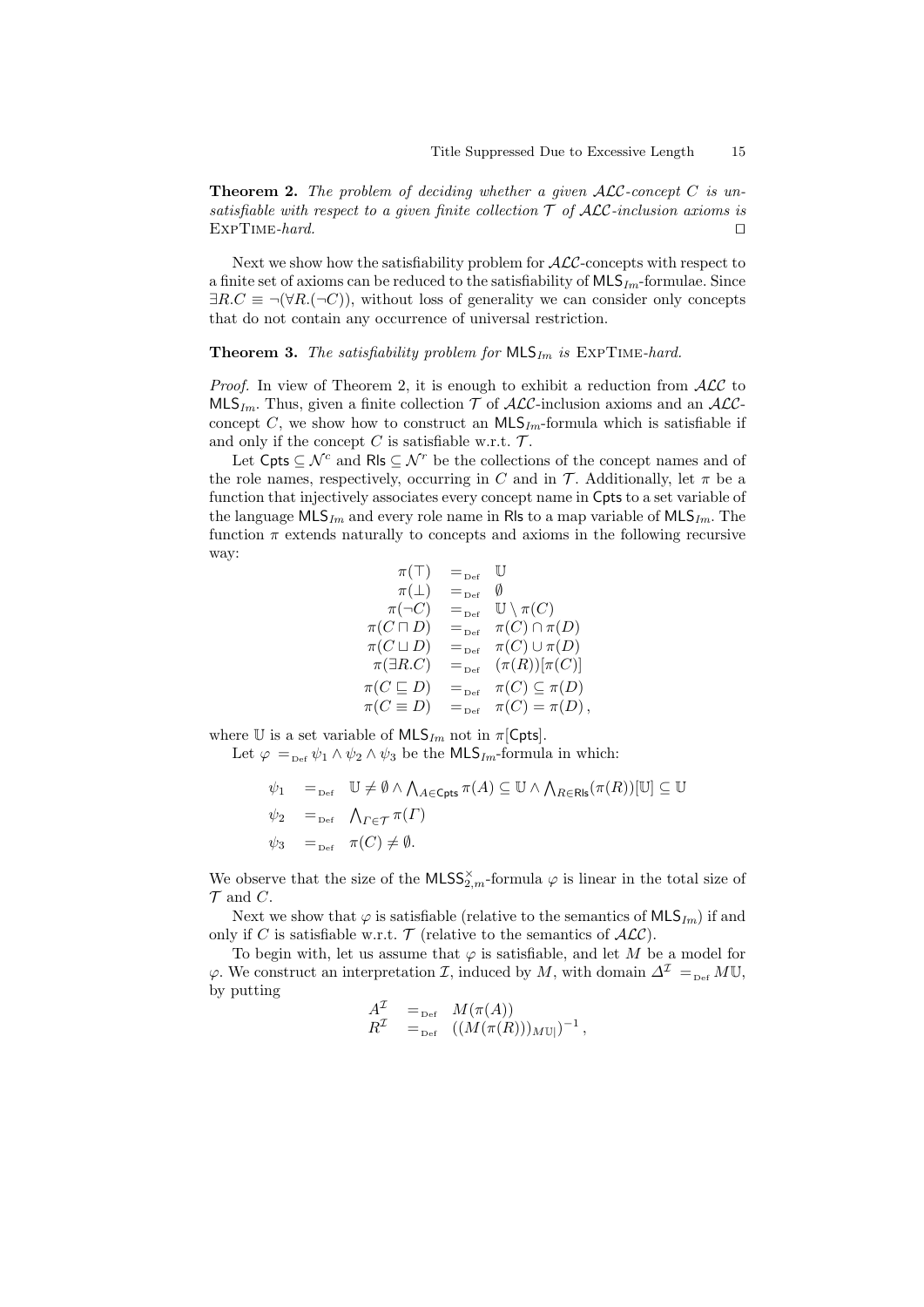**Theorem 2.** *The problem of deciding whether a given $\mathcal{ALC}$-concept $C$ is unsatisfiable with respect to a given finite collection $\mathcal{T}$ of $\mathcal{ALC}$-inclusion axioms is* ExpTime*-hard.* ◻

Next we show how the satisfiability problem for $\mathcal{ALC}$-concepts with respect to a finite set of axioms can be reduced to the satisfiability of $\mathsf{MLS}_{Im}$-formulae. Since $\exists R.C \equiv \neg(\forall R.(\neg C))$, without loss of generality we can consider only concepts that do not contain any occurrence of universal restriction.

**Theorem 3.** *The satisfiability problem for $\mathsf{MLS}_{Im}$ is* ExpTime*-hard.*

*Proof.* In view of Theorem 2, it is enough to exhibit a reduction from $\mathcal{ALC}$ to $\mathsf{MLS}_{Im}$. Thus, given a finite collection $\mathcal{T}$ of $\mathcal{ALC}$-inclusion axioms and an $\mathcal{ALC}$-concept $C$, we show how to construct an $\mathsf{MLS}_{Im}$-formula which is satisfiable if and only if the concept $C$ is satisfiable w.r.t. $\mathcal{T}$.

Let $\mathsf{Cpts} \subseteq \mathcal{N}^c$ and $\mathsf{Rls} \subseteq \mathcal{N}^r$ be the collections of the concept names and of the role names, respectively, occurring in $C$ and in $\mathcal{T}$. Additionally, let $\pi$ be a function that injectively associates every concept name in $\mathsf{Cpts}$ to a set variable of the language $\mathsf{MLS}_{Im}$ and every role name in $\mathsf{Rls}$ to a map variable of $\mathsf{MLS}_{Im}$. The function $\pi$ extends naturally to concepts and axioms in the following recursive way:

$$
\begin{aligned}
\pi(\top) &=_{\text{Def}} \mathbb{U} \\
\pi(\bot) &=_{\text{Def}} \emptyset \\
\pi(\neg C) &=_{\text{Def}} \mathbb{U} \setminus \pi(C) \\
\pi(C \sqcap D) &=_{\text{Def}} \pi(C) \cap \pi(D) \\
\pi(C \sqcup D) &=_{\text{Def}} \pi(C) \cup \pi(D) \\
\pi(\exists R.C) &=_{\text{Def}} (\pi(R))[\pi(C)] \\
\pi(C \sqsubseteq D) &=_{\text{Def}} \pi(C) \subseteq \pi(D) \\
\pi(C \equiv D) &=_{\text{Def}} \pi(C) = \pi(D)\,,
\end{aligned}
$$

where $\mathbb{U}$ is a set variable of $\mathsf{MLS}_{Im}$ not in $\pi[\mathsf{Cpts}]$.

Let $\varphi =_{\text{Def}} \psi_1 \wedge \psi_2 \wedge \psi_3$ be the $\mathsf{MLS}_{Im}$-formula in which:

$$
\begin{aligned}
\psi_1 &=_{\text{Def}} \mathbb{U} \neq \emptyset \wedge \textstyle\bigwedge_{A \in \mathsf{Cpts}} \pi(A) \subseteq \mathbb{U} \wedge \bigwedge_{R \in \mathsf{Rls}} (\pi(R))[\mathbb{U}] \subseteq \mathbb{U} \\
\psi_2 &=_{\text{Def}} \textstyle\bigwedge_{\Gamma \in \mathcal{T}} \pi(\Gamma) \\
\psi_3 &=_{\text{Def}} \pi(C) \neq \emptyset.
\end{aligned}
$$

We observe that the size of the $\mathsf{MLSS}^{\times}_{2,m}$-formula $\varphi$ is linear in the total size of $\mathcal{T}$ and $C$.

Next we show that $\varphi$ is satisfiable (relative to the semantics of $\mathsf{MLS}_{Im}$) if and only if $C$ is satisfiable w.r.t. $\mathcal{T}$ (relative to the semantics of $\mathcal{ALC}$).

To begin with, let us assume that $\varphi$ is satisfiable, and let $M$ be a model for $\varphi$. We construct an interpretation $\mathcal{I}$, induced by $M$, with domain $\Delta^{\mathcal{I}} =_{\text{Def}} M\mathbb{U}$, by putting

$$
\begin{aligned}
A^{\mathcal{I}} &=_{\text{Def}} M(\pi(A)) \\
R^{\mathcal{I}} &=_{\text{Def}} ((M(\pi(R)))_{M\mathbb{U}|})^{-1}\,,
\end{aligned}
$$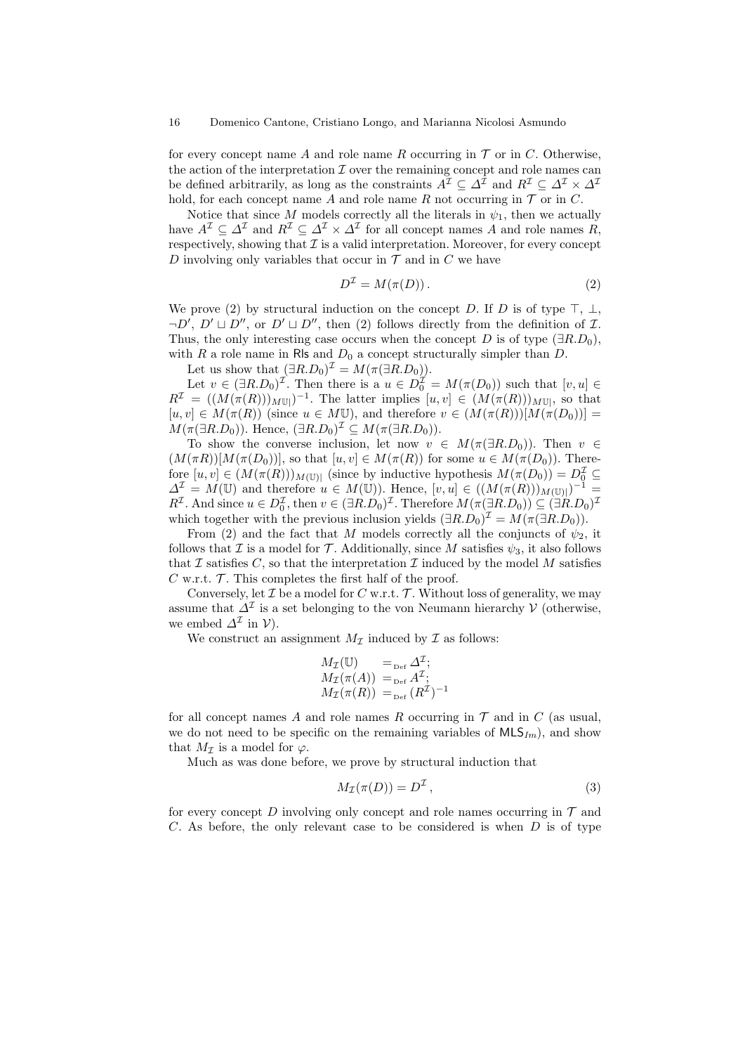for every concept name $A$ and role name $R$ occurring in $\mathcal{T}$ or in $C$. Otherwise, the action of the interpretation $\mathcal{I}$ over the remaining concept and role names can be defined arbitrarily, as long as the constraints $A^{\mathcal{I}} \subseteq \Delta^{\mathcal{I}}$ and $R^{\mathcal{I}} \subseteq \Delta^{\mathcal{I}} \times \Delta^{\mathcal{I}}$ hold, for each concept name $A$ and role name $R$ not occurring in $\mathcal{T}$ or in $C$.

Notice that since $M$ models correctly all the literals in $\psi_1$, then we actually have $A^{\mathcal{I}} \subseteq \Delta^{\mathcal{I}}$ and $R^{\mathcal{I}} \subseteq \Delta^{\mathcal{I}} \times \Delta^{\mathcal{I}}$ for all concept names $A$ and role names $R$, respectively, showing that $\mathcal{I}$ is a valid interpretation. Moreover, for every concept $D$ involving only variables that occur in $\mathcal{T}$ and in $C$ we have

$$D^{\mathcal{I}} = M(\pi(D))\,. \tag{2}$$

We prove (2) by structural induction on the concept $D$. If $D$ is of type $\top$, $\bot$, $\neg D'$, $D' \sqcup D''$, or $D' \sqcup D''$, then (2) follows directly from the definition of $\mathcal{I}$. Thus, the only interesting case occurs when the concept $D$ is of type $(\exists R.D_0)$, with $R$ a role name in $\mathsf{Rls}$ and $D_0$ a concept structurally simpler than $D$.

Let us show that $(\exists R.D_0)^{\mathcal{I}} = M(\pi(\exists R.D_0))$.

Let $v \in (\exists R.D_0)^{\mathcal{I}}$. Then there is a $u \in D_0^{\mathcal{I}} = M(\pi(D_0))$ such that $[v,u] \in R^{\mathcal{I}} = ((M(\pi(R)))_{M\mathbb{U}|})^{-1}$. The latter implies $[u,v] \in (M(\pi(R)))_{M\mathbb{U}|}$, so that $[u,v] \in M(\pi(R))$ (since $u \in M\mathbb{U}$), and therefore $v \in (M(\pi(R)))[M(\pi(D_0))] = M(\pi(\exists R.D_0))$. Hence, $(\exists R.D_0)^{\mathcal{I}} \subseteq M(\pi(\exists R.D_0))$.

To show the converse inclusion, let now $v \in M(\pi(\exists R.D_0))$. Then $v \in (M(\pi R))[M(\pi(D_0))]$, so that $[u,v] \in M(\pi(R))$ for some $u \in M(\pi(D_0))$. Therefore $[u,v] \in (M(\pi(R)))_{M(\mathbb{U})|}$ (since by inductive hypothesis $M(\pi(D_0)) = D_0^{\mathcal{I}} \subseteq \Delta^{\mathcal{I}} = M(\mathbb{U})$ and therefore $u \in M(\mathbb{U})$). Hence, $[v,u] \in ((M(\pi(R)))_{M(\mathbb{U})|})^{-1} = R^{\mathcal{I}}$. And since $u \in D_0^{\mathcal{I}}$, then $v \in (\exists R.D_0)^{\mathcal{I}}$. Therefore $M(\pi(\exists R.D_0)) \subseteq (\exists R.D_0)^{\mathcal{I}}$ which together with the previous inclusion yields $(\exists R.D_0)^{\mathcal{I}} = M(\pi(\exists R.D_0))$.

From (2) and the fact that $M$ models correctly all the conjuncts of $\psi_2$, it follows that $\mathcal{I}$ is a model for $\mathcal{T}$. Additionally, since $M$ satisfies $\psi_3$, it also follows that $\mathcal{I}$ satisfies $C$, so that the interpretation $\mathcal{I}$ induced by the model $M$ satisfies $C$ w.r.t. $\mathcal{T}$. This completes the first half of the proof.

Conversely, let $\mathcal{I}$ be a model for $C$ w.r.t. $\mathcal{T}$. Without loss of generality, we may assume that $\Delta^{\mathcal{I}}$ is a set belonging to the von Neumann hierarchy $\mathcal{V}$ (otherwise, we embed $\Delta^{\mathcal{I}}$ in $\mathcal{V}$).

We construct an assignment $M_{\mathcal{I}}$ induced by $\mathcal{I}$ as follows:

$$\begin{aligned} M_{\mathcal{I}}(\mathbb{U}) &=_{\text{Def}} \Delta^{\mathcal{I}};\\ M_{\mathcal{I}}(\pi(A)) &=_{\text{Def}} A^{\mathcal{I}};\\ M_{\mathcal{I}}(\pi(R)) &=_{\text{Def}} (R^{\mathcal{I}})^{-1} \end{aligned}$$

for all concept names $A$ and role names $R$ occurring in $\mathcal{T}$ and in $C$ (as usual, we do not need to be specific on the remaining variables of $\mathsf{MLS}_{Im}$), and show that $M_{\mathcal{I}}$ is a model for $\varphi$.

Much as was done before, we prove by structural induction that

$$M_{\mathcal{I}}(\pi(D)) = D^{\mathcal{I}}\,, \tag{3}$$

for every concept $D$ involving only concept and role names occurring in $\mathcal{T}$ and $C$. As before, the only relevant case to be considered is when $D$ is of type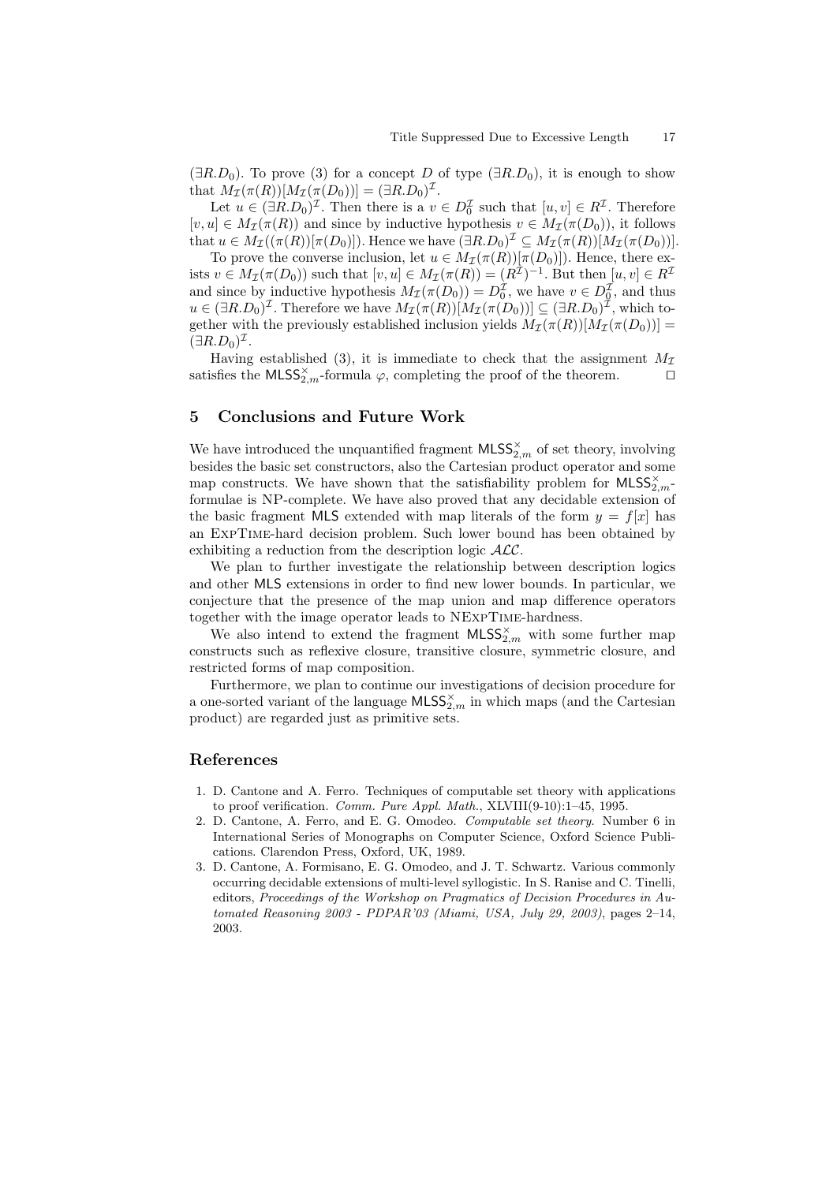$(\exists R.D_0)$. To prove (3) for a concept $D$ of type $(\exists R.D_0)$, it is enough to show that $M_{\mathcal{I}}(\pi(R))[M_{\mathcal{I}}(\pi(D_0))] = (\exists R.D_0)^{\mathcal{I}}$.

Let $u \in (\exists R.D_0)^{\mathcal{I}}$. Then there is a $v \in D_0^{\mathcal{I}}$ such that $[u, v] \in R^{\mathcal{I}}$. Therefore $[v, u] \in M_{\mathcal{I}}(\pi(R))$ and since by inductive hypothesis $v \in M_{\mathcal{I}}(\pi(D_0))$, it follows that $u \in M_{\mathcal{I}}((\pi(R))[\pi(D_0)])$. Hence we have $(\exists R.D_0)^{\mathcal{I}} \subseteq M_{\mathcal{I}}(\pi(R))[M_{\mathcal{I}}(\pi(D_0))]$.

To prove the converse inclusion, let $u \in M_{\mathcal{I}}(\pi(R))[\pi(D_0)])$. Hence, there exists $v \in M_{\mathcal{I}}(\pi(D_0))$ such that $[v, u] \in M_{\mathcal{I}}(\pi(R)) = (R^{\mathcal{I}})^{-1}$. But then $[u, v] \in R^{\mathcal{I}}$ and since by inductive hypothesis $M_{\mathcal{I}}(\pi(D_0)) = D_0^{\mathcal{I}}$, we have $v \in D_0^{\mathcal{I}}$, and thus $u \in (\exists R.D_0)^{\mathcal{I}}$. Therefore we have $M_{\mathcal{I}}(\pi(R))[M_{\mathcal{I}}(\pi(D_0))] \subseteq (\exists R.D_0)^{\mathcal{I}}$, which together with the previously established inclusion yields $M_{\mathcal{I}}(\pi(R))[M_{\mathcal{I}}(\pi(D_0))] = (\exists R.D_0)^{\mathcal{I}}$.

Having established (3), it is immediate to check that the assignment $M_{\mathcal{I}}$ satisfies the $\mathsf{MLSS}^{\times}_{2,m}$-formula $\varphi$, completing the proof of the theorem. $\square$

## 5 Conclusions and Future Work

We have introduced the unquantified fragment $\mathsf{MLSS}^{\times}_{2,m}$ of set theory, involving besides the basic set constructors, also the Cartesian product operator and some map constructs. We have shown that the satisfiability problem for $\mathsf{MLSS}^{\times}_{2,m}$-formulae is NP-complete. We have also proved that any decidable extension of the basic fragment $\mathsf{MLS}$ extended with map literals of the form $y = f[x]$ has an ExpTime-hard decision problem. Such lower bound has been obtained by exhibiting a reduction from the description logic $\mathcal{ALC}$.

We plan to further investigate the relationship between description logics and other $\mathsf{MLS}$ extensions in order to find new lower bounds. In particular, we conjecture that the presence of the map union and map difference operators together with the image operator leads to NExpTime-hardness.

We also intend to extend the fragment $\mathsf{MLSS}^{\times}_{2,m}$ with some further map constructs such as reflexive closure, transitive closure, symmetric closure, and restricted forms of map composition.

Furthermore, we plan to continue our investigations of decision procedure for a one-sorted variant of the language $\mathsf{MLSS}^{\times}_{2,m}$ in which maps (and the Cartesian product) are regarded just as primitive sets.

## References

1. D. Cantone and A. Ferro. Techniques of computable set theory with applications to proof verification. *Comm. Pure Appl. Math.*, XLVIII(9-10):1–45, 1995.
2. D. Cantone, A. Ferro, and E. G. Omodeo. *Computable set theory*. Number 6 in International Series of Monographs on Computer Science, Oxford Science Publications. Clarendon Press, Oxford, UK, 1989.
3. D. Cantone, A. Formisano, E. G. Omodeo, and J. T. Schwartz. Various commonly occurring decidable extensions of multi-level syllogistic. In S. Ranise and C. Tinelli, editors, *Proceedings of the Workshop on Pragmatics of Decision Procedures in Automated Reasoning 2003 - PDPAR'03 (Miami, USA, July 29, 2003)*, pages 2–14, 2003.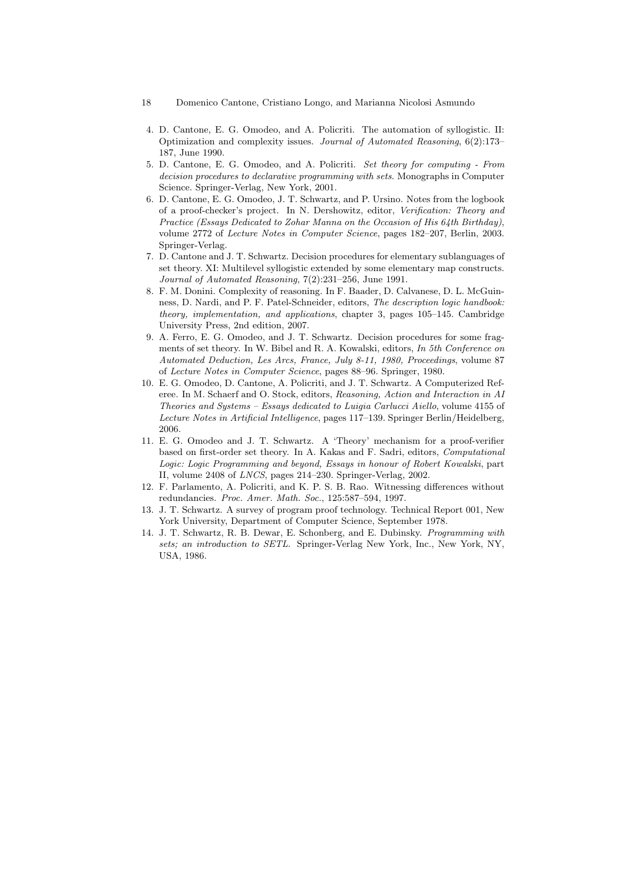4. D. Cantone, E. G. Omodeo, and A. Policriti. The automation of syllogistic. II: Optimization and complexity issues. *Journal of Automated Reasoning*, 6(2):173–187, June 1990.
5. D. Cantone, E. G. Omodeo, and A. Policriti. *Set theory for computing - From decision procedures to declarative programming with sets*. Monographs in Computer Science. Springer-Verlag, New York, 2001.
6. D. Cantone, E. G. Omodeo, J. T. Schwartz, and P. Ursino. Notes from the logbook of a proof-checker's project. In N. Dershowitz, editor, *Verification: Theory and Practice (Essays Dedicated to Zohar Manna on the Occasion of His 64th Birthday)*, volume 2772 of *Lecture Notes in Computer Science*, pages 182–207, Berlin, 2003. Springer-Verlag.
7. D. Cantone and J. T. Schwartz. Decision procedures for elementary sublanguages of set theory. XI: Multilevel syllogistic extended by some elementary map constructs. *Journal of Automated Reasoning*, 7(2):231–256, June 1991.
8. F. M. Donini. Complexity of reasoning. In F. Baader, D. Calvanese, D. L. McGuinness, D. Nardi, and P. F. Patel-Schneider, editors, *The description logic handbook: theory, implementation, and applications*, chapter 3, pages 105–145. Cambridge University Press, 2nd edition, 2007.
9. A. Ferro, E. G. Omodeo, and J. T. Schwartz. Decision procedures for some fragments of set theory. In W. Bibel and R. A. Kowalski, editors, *In 5th Conference on Automated Deduction, Les Arcs, France, July 8-11, 1980, Proceedings*, volume 87 of *Lecture Notes in Computer Science*, pages 88–96. Springer, 1980.
10. E. G. Omodeo, D. Cantone, A. Policriti, and J. T. Schwartz. A Computerized Referee. In M. Schaerf and O. Stock, editors, *Reasoning, Action and Interaction in AI Theories and Systems – Essays dedicated to Luigia Carlucci Aiello*, volume 4155 of *Lecture Notes in Artificial Intelligence*, pages 117–139. Springer Berlin/Heidelberg, 2006.
11. E. G. Omodeo and J. T. Schwartz. A 'Theory' mechanism for a proof-verifier based on first-order set theory. In A. Kakas and F. Sadri, editors, *Computational Logic: Logic Programming and beyond, Essays in honour of Robert Kowalski*, part II, volume 2408 of *LNCS*, pages 214–230. Springer-Verlag, 2002.
12. F. Parlamento, A. Policriti, and K. P. S. B. Rao. Witnessing differences without redundancies. *Proc. Amer. Math. Soc.*, 125:587–594, 1997.
13. J. T. Schwartz. A survey of program proof technology. Technical Report 001, New York University, Department of Computer Science, September 1978.
14. J. T. Schwartz, R. B. Dewar, E. Schonberg, and E. Dubinsky. *Programming with sets; an introduction to SETL*. Springer-Verlag New York, Inc., New York, NY, USA, 1986.